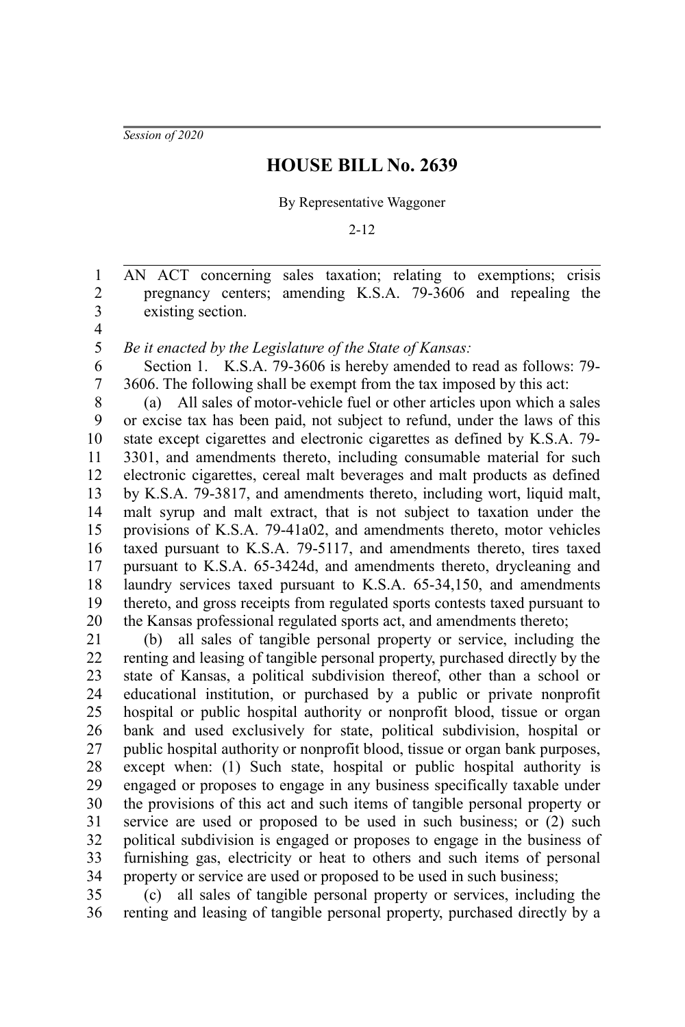*Session of 2020*

# HOUSE BILL No. 2639

By Representative Waggoner

2-12

AN ACT concerning sales taxation; relating to exemptions; crisis pregnancy centers; amending K.S.A. 79-3606 and repealing the existing section.

*Be it enacted by the Legislature of the State of Kansas:*

Section 1. K.S.A. 79-3606 is hereby amended to read as follows: 79-3606. The following shall be exempt from the tax imposed by this act:

(a) All sales of motor-vehicle fuel or other articles upon which a sales or excise tax has been paid, not subject to refund, under the laws of this state except cigarettes and electronic cigarettes as defined by K.S.A. 79-3301, and amendments thereto, including consumable material for such electronic cigarettes, cereal malt beverages and malt products as defined by K.S.A. 79-3817, and amendments thereto, including wort, liquid malt, malt syrup and malt extract, that is not subject to taxation under the provisions of K.S.A. 79-41a02, and amendments thereto, motor vehicles taxed pursuant to K.S.A. 79-5117, and amendments thereto, tires taxed pursuant to K.S.A. 65-3424d, and amendments thereto, drycleaning and laundry services taxed pursuant to K.S.A. 65-34,150, and amendments thereto, and gross receipts from regulated sports contests taxed pursuant to the Kansas professional regulated sports act, and amendments thereto;

(b) all sales of tangible personal property or service, including the renting and leasing of tangible personal property, purchased directly by the state of Kansas, a political subdivision thereof, other than a school or educational institution, or purchased by a public or private nonprofit hospital or public hospital authority or nonprofit blood, tissue or organ bank and used exclusively for state, political subdivision, hospital or public hospital authority or nonprofit blood, tissue or organ bank purposes, except when: (1) Such state, hospital or public hospital authority is engaged or proposes to engage in any business specifically taxable under the provisions of this act and such items of tangible personal property or service are used or proposed to be used in such business; or (2) such political subdivision is engaged or proposes to engage in the business of furnishing gas, electricity or heat to others and such items of personal property or service are used or proposed to be used in such business;

(c) all sales of tangible personal property or services, including the renting and leasing of tangible personal property, purchased directly by a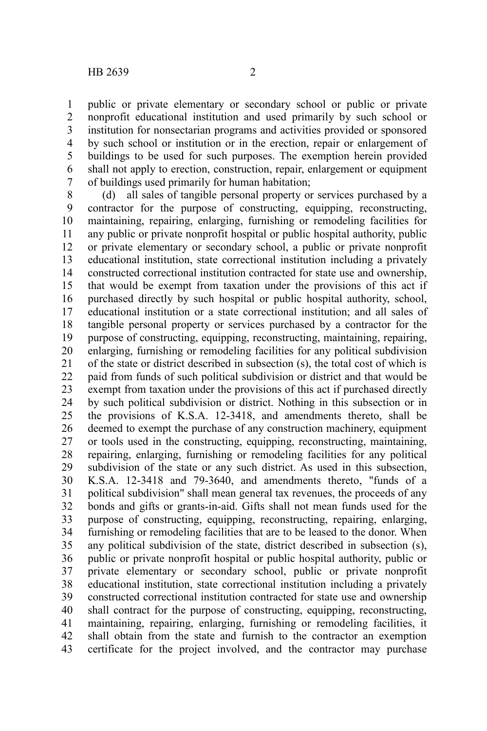public or private elementary or secondary school or public or private nonprofit educational institution and used primarily by such school or institution for nonsectarian programs and activities provided or sponsored by such school or institution or in the erection, repair or enlargement of buildings to be used for such purposes. The exemption herein provided shall not apply to erection, construction, repair, enlargement or equipment of buildings used primarily for human habitation;

(d) all sales of tangible personal property or services purchased by a contractor for the purpose of constructing, equipping, reconstructing, maintaining, repairing, enlarging, furnishing or remodeling facilities for any public or private nonprofit hospital or public hospital authority, public or private elementary or secondary school, a public or private nonprofit educational institution, state correctional institution including a privately constructed correctional institution contracted for state use and ownership, that would be exempt from taxation under the provisions of this act if purchased directly by such hospital or public hospital authority, school, educational institution or a state correctional institution; and all sales of tangible personal property or services purchased by a contractor for the purpose of constructing, equipping, reconstructing, maintaining, repairing, enlarging, furnishing or remodeling facilities for any political subdivision of the state or district described in subsection (s), the total cost of which is paid from funds of such political subdivision or district and that would be exempt from taxation under the provisions of this act if purchased directly by such political subdivision or district. Nothing in this subsection or in the provisions of K.S.A. 12-3418, and amendments thereto, shall be deemed to exempt the purchase of any construction machinery, equipment or tools used in the constructing, equipping, reconstructing, maintaining, repairing, enlarging, furnishing or remodeling facilities for any political subdivision of the state or any such district. As used in this subsection, K.S.A. 12-3418 and 79-3640, and amendments thereto, "funds of a political subdivision" shall mean general tax revenues, the proceeds of any bonds and gifts or grants-in-aid. Gifts shall not mean funds used for the purpose of constructing, equipping, reconstructing, repairing, enlarging, furnishing or remodeling facilities that are to be leased to the donor. When any political subdivision of the state, district described in subsection (s), public or private nonprofit hospital or public hospital authority, public or private elementary or secondary school, public or private nonprofit educational institution, state correctional institution including a privately constructed correctional institution contracted for state use and ownership shall contract for the purpose of constructing, equipping, reconstructing, maintaining, repairing, enlarging, furnishing or remodeling facilities, it shall obtain from the state and furnish to the contractor an exemption certificate for the project involved, and the contractor may purchase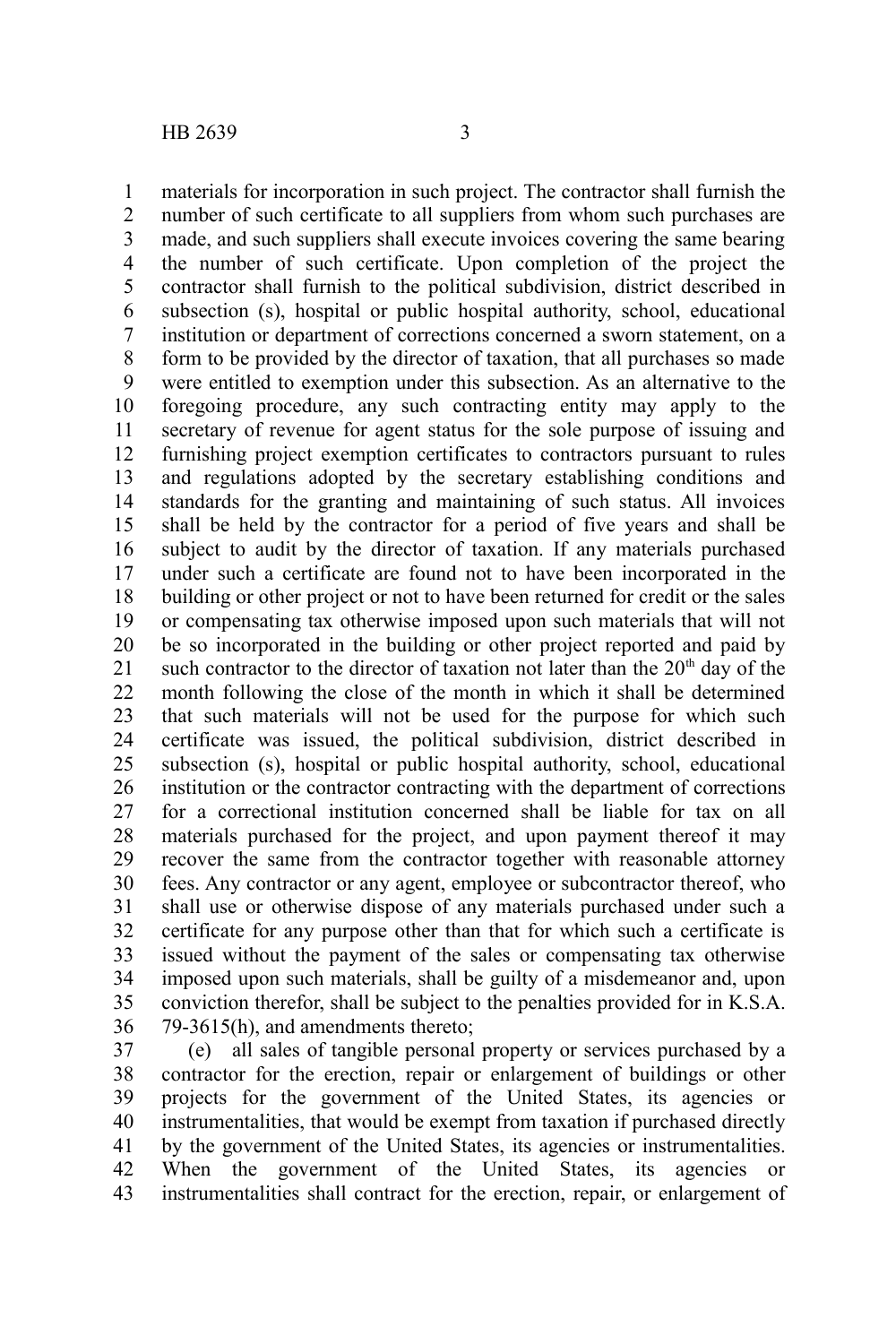materials for incorporation in such project. The contractor shall furnish the number of such certificate to all suppliers from whom such purchases are made, and such suppliers shall execute invoices covering the same bearing the number of such certificate. Upon completion of the project the contractor shall furnish to the political subdivision, district described in subsection (s), hospital or public hospital authority, school, educational institution or department of corrections concerned a sworn statement, on a form to be provided by the director of taxation, that all purchases so made were entitled to exemption under this subsection. As an alternative to the foregoing procedure, any such contracting entity may apply to the secretary of revenue for agent status for the sole purpose of issuing and furnishing project exemption certificates to contractors pursuant to rules and regulations adopted by the secretary establishing conditions and standards for the granting and maintaining of such status. All invoices shall be held by the contractor for a period of five years and shall be subject to audit by the director of taxation. If any materials purchased under such a certificate are found not to have been incorporated in the building or other project or not to have been returned for credit or the sales or compensating tax otherwise imposed upon such materials that will not be so incorporated in the building or other project reported and paid by such contractor to the director of taxation not later than the 20th day of the month following the close of the month in which it shall be determined that such materials will not be used for the purpose for which such certificate was issued, the political subdivision, district described in subsection (s), hospital or public hospital authority, school, educational institution or the contractor contracting with the department of corrections for a correctional institution concerned shall be liable for tax on all materials purchased for the project, and upon payment thereof it may recover the same from the contractor together with reasonable attorney fees. Any contractor or any agent, employee or subcontractor thereof, who shall use or otherwise dispose of any materials purchased under such a certificate for any purpose other than that for which such a certificate is issued without the payment of the sales or compensating tax otherwise imposed upon such materials, shall be guilty of a misdemeanor and, upon conviction therefor, shall be subject to the penalties provided for in K.S.A. 79-3615(h), and amendments thereto;

(e) all sales of tangible personal property or services purchased by a contractor for the erection, repair or enlargement of buildings or other projects for the government of the United States, its agencies or instrumentalities, that would be exempt from taxation if purchased directly by the government of the United States, its agencies or instrumentalities. When the government of the United States, its agencies or instrumentalities shall contract for the erection, repair, or enlargement of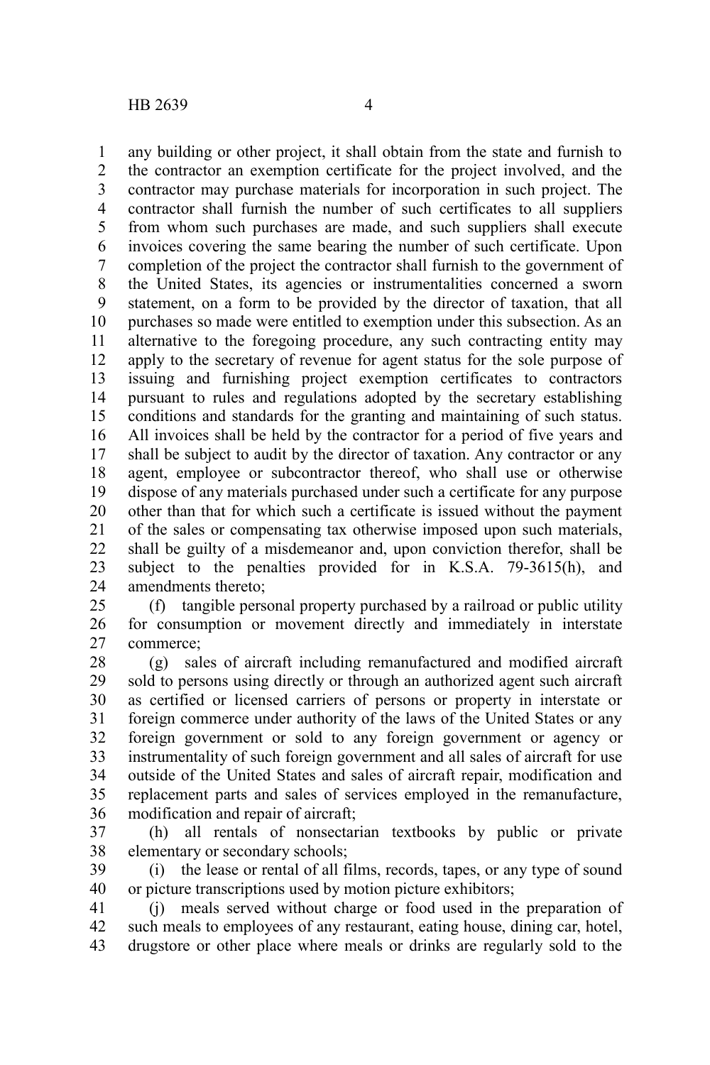any building or other project, it shall obtain from the state and furnish to the contractor an exemption certificate for the project involved, and the contractor may purchase materials for incorporation in such project. The contractor shall furnish the number of such certificates to all suppliers from whom such purchases are made, and such suppliers shall execute invoices covering the same bearing the number of such certificate. Upon completion of the project the contractor shall furnish to the government of the United States, its agencies or instrumentalities concerned a sworn statement, on a form to be provided by the director of taxation, that all purchases so made were entitled to exemption under this subsection. As an alternative to the foregoing procedure, any such contracting entity may apply to the secretary of revenue for agent status for the sole purpose of issuing and furnishing project exemption certificates to contractors pursuant to rules and regulations adopted by the secretary establishing conditions and standards for the granting and maintaining of such status. All invoices shall be held by the contractor for a period of five years and shall be subject to audit by the director of taxation. Any contractor or any agent, employee or subcontractor thereof, who shall use or otherwise dispose of any materials purchased under such a certificate for any purpose other than that for which such a certificate is issued without the payment of the sales or compensating tax otherwise imposed upon such materials, shall be guilty of a misdemeanor and, upon conviction therefor, shall be subject to the penalties provided for in K.S.A. 79-3615(h), and amendments thereto;

(f) tangible personal property purchased by a railroad or public utility for consumption or movement directly and immediately in interstate commerce;

(g) sales of aircraft including remanufactured and modified aircraft sold to persons using directly or through an authorized agent such aircraft as certified or licensed carriers of persons or property in interstate or foreign commerce under authority of the laws of the United States or any foreign government or sold to any foreign government or agency or instrumentality of such foreign government and all sales of aircraft for use outside of the United States and sales of aircraft repair, modification and replacement parts and sales of services employed in the remanufacture, modification and repair of aircraft;

(h) all rentals of nonsectarian textbooks by public or private elementary or secondary schools;

(i) the lease or rental of all films, records, tapes, or any type of sound or picture transcriptions used by motion picture exhibitors;

(j) meals served without charge or food used in the preparation of such meals to employees of any restaurant, eating house, dining car, hotel, drugstore or other place where meals or drinks are regularly sold to the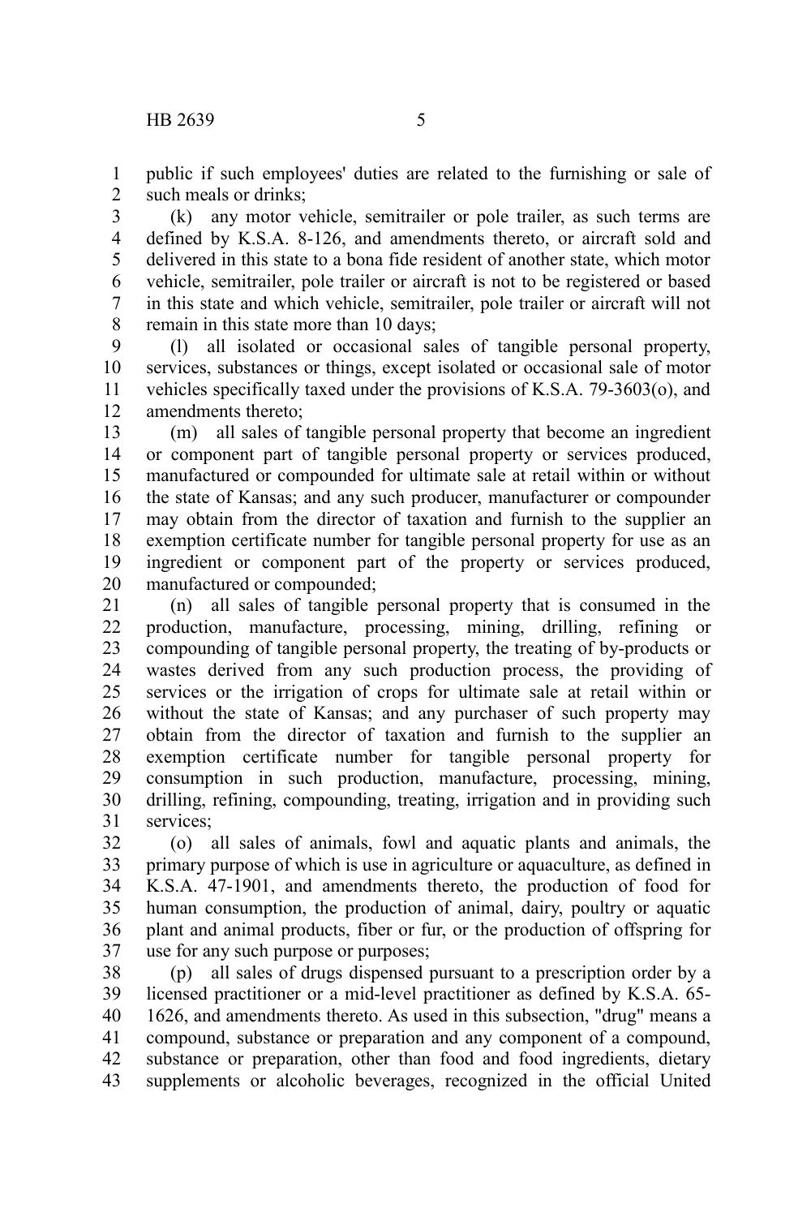public if such employees' duties are related to the furnishing or sale of such meals or drinks;

(k) any motor vehicle, semitrailer or pole trailer, as such terms are defined by K.S.A. 8-126, and amendments thereto, or aircraft sold and delivered in this state to a bona fide resident of another state, which motor vehicle, semitrailer, pole trailer or aircraft is not to be registered or based in this state and which vehicle, semitrailer, pole trailer or aircraft will not remain in this state more than 10 days;

(l) all isolated or occasional sales of tangible personal property, services, substances or things, except isolated or occasional sale of motor vehicles specifically taxed under the provisions of K.S.A. 79-3603(o), and amendments thereto;

(m) all sales of tangible personal property that become an ingredient or component part of tangible personal property or services produced, manufactured or compounded for ultimate sale at retail within or without the state of Kansas; and any such producer, manufacturer or compounder may obtain from the director of taxation and furnish to the supplier an exemption certificate number for tangible personal property for use as an ingredient or component part of the property or services produced, manufactured or compounded;

(n) all sales of tangible personal property that is consumed in the production, manufacture, processing, mining, drilling, refining or compounding of tangible personal property, the treating of by-products or wastes derived from any such production process, the providing of services or the irrigation of crops for ultimate sale at retail within or without the state of Kansas; and any purchaser of such property may obtain from the director of taxation and furnish to the supplier an exemption certificate number for tangible personal property for consumption in such production, manufacture, processing, mining, drilling, refining, compounding, treating, irrigation and in providing such services;

(o) all sales of animals, fowl and aquatic plants and animals, the primary purpose of which is use in agriculture or aquaculture, as defined in K.S.A. 47-1901, and amendments thereto, the production of food for human consumption, the production of animal, dairy, poultry or aquatic plant and animal products, fiber or fur, or the production of offspring for use for any such purpose or purposes;

(p) all sales of drugs dispensed pursuant to a prescription order by a licensed practitioner or a mid-level practitioner as defined by K.S.A. 65-1626, and amendments thereto. As used in this subsection, "drug" means a compound, substance or preparation and any component of a compound, substance or preparation, other than food and food ingredients, dietary supplements or alcoholic beverages, recognized in the official United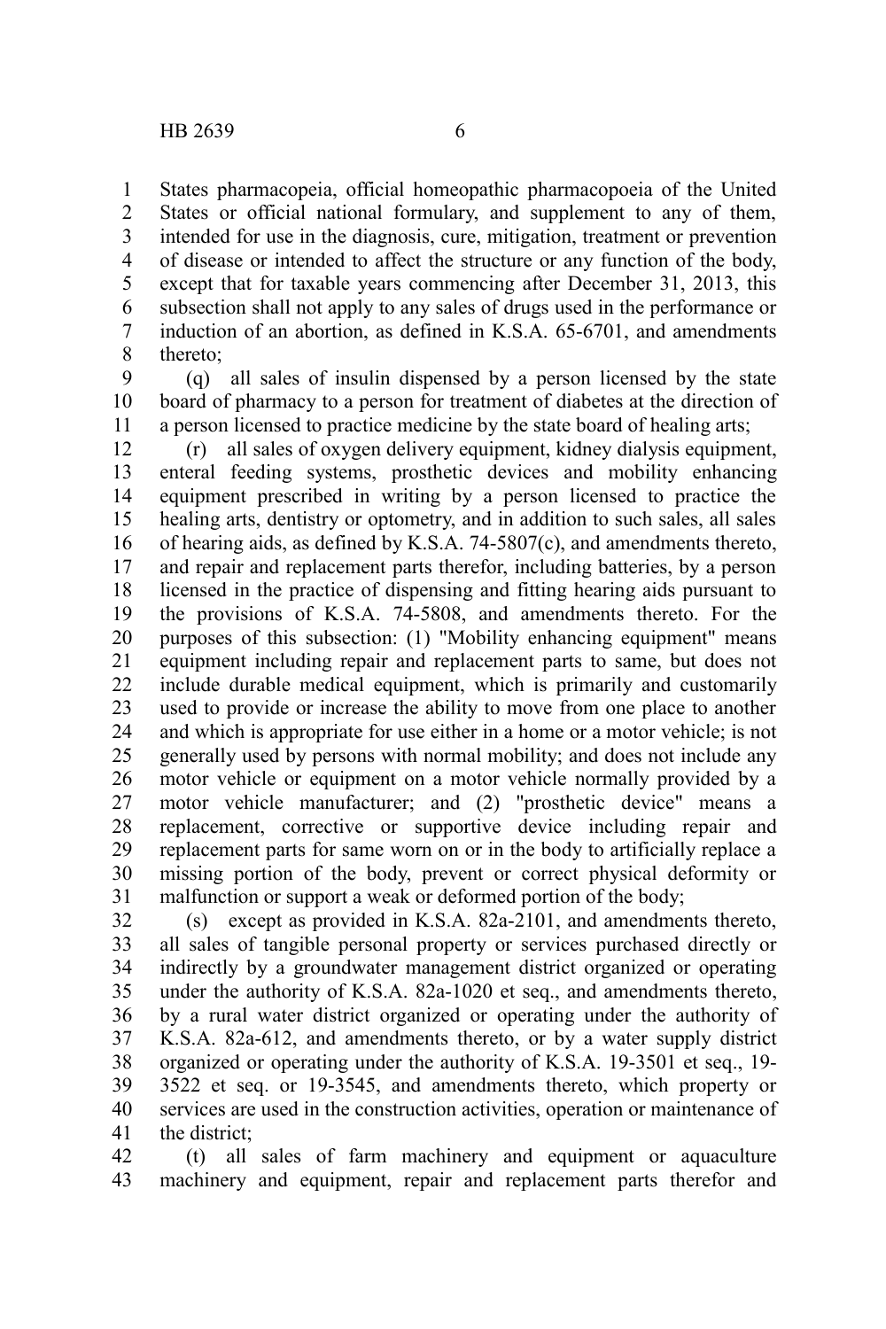States pharmacopeia, official homeopathic pharmacopoeia of the United States or official national formulary, and supplement to any of them, intended for use in the diagnosis, cure, mitigation, treatment or prevention of disease or intended to affect the structure or any function of the body, except that for taxable years commencing after December 31, 2013, this subsection shall not apply to any sales of drugs used in the performance or induction of an abortion, as defined in K.S.A. 65-6701, and amendments thereto;

(q) all sales of insulin dispensed by a person licensed by the state board of pharmacy to a person for treatment of diabetes at the direction of a person licensed to practice medicine by the state board of healing arts;

(r) all sales of oxygen delivery equipment, kidney dialysis equipment, enteral feeding systems, prosthetic devices and mobility enhancing equipment prescribed in writing by a person licensed to practice the healing arts, dentistry or optometry, and in addition to such sales, all sales of hearing aids, as defined by K.S.A. 74-5807(c), and amendments thereto, and repair and replacement parts therefor, including batteries, by a person licensed in the practice of dispensing and fitting hearing aids pursuant to the provisions of K.S.A. 74-5808, and amendments thereto. For the purposes of this subsection: (1) "Mobility enhancing equipment" means equipment including repair and replacement parts to same, but does not include durable medical equipment, which is primarily and customarily used to provide or increase the ability to move from one place to another and which is appropriate for use either in a home or a motor vehicle; is not generally used by persons with normal mobility; and does not include any motor vehicle or equipment on a motor vehicle normally provided by a motor vehicle manufacturer; and (2) "prosthetic device" means a replacement, corrective or supportive device including repair and replacement parts for same worn on or in the body to artificially replace a missing portion of the body, prevent or correct physical deformity or malfunction or support a weak or deformed portion of the body;

(s) except as provided in K.S.A. 82a-2101, and amendments thereto, all sales of tangible personal property or services purchased directly or indirectly by a groundwater management district organized or operating under the authority of K.S.A. 82a-1020 et seq., and amendments thereto, by a rural water district organized or operating under the authority of K.S.A. 82a-612, and amendments thereto, or by a water supply district organized or operating under the authority of K.S.A. 19-3501 et seq., 19-3522 et seq. or 19-3545, and amendments thereto, which property or services are used in the construction activities, operation or maintenance of the district;

(t) all sales of farm machinery and equipment or aquaculture machinery and equipment, repair and replacement parts therefor and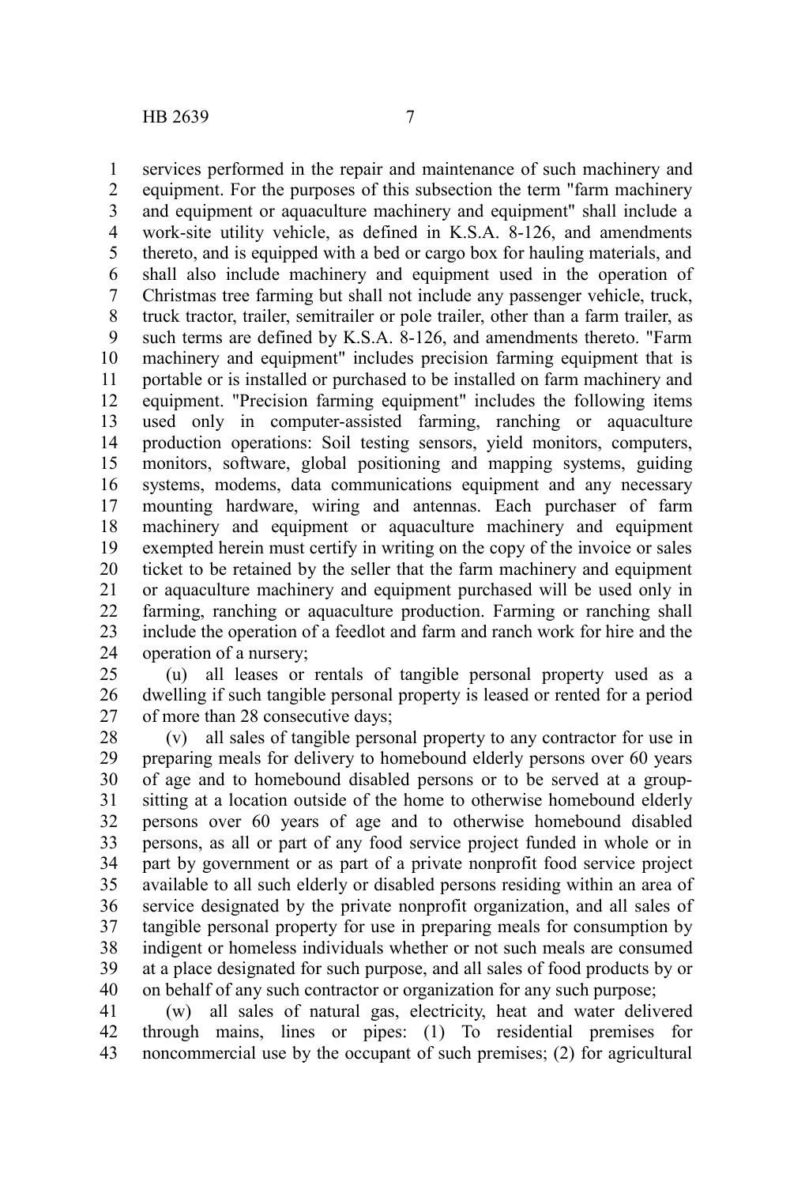services performed in the repair and maintenance of such machinery and equipment. For the purposes of this subsection the term "farm machinery and equipment or aquaculture machinery and equipment" shall include a work-site utility vehicle, as defined in K.S.A. 8-126, and amendments thereto, and is equipped with a bed or cargo box for hauling materials, and shall also include machinery and equipment used in the operation of Christmas tree farming but shall not include any passenger vehicle, truck, truck tractor, trailer, semitrailer or pole trailer, other than a farm trailer, as such terms are defined by K.S.A. 8-126, and amendments thereto. "Farm machinery and equipment" includes precision farming equipment that is portable or is installed or purchased to be installed on farm machinery and equipment. "Precision farming equipment" includes the following items used only in computer-assisted farming, ranching or aquaculture production operations: Soil testing sensors, yield monitors, computers, monitors, software, global positioning and mapping systems, guiding systems, modems, data communications equipment and any necessary mounting hardware, wiring and antennas. Each purchaser of farm machinery and equipment or aquaculture machinery and equipment exempted herein must certify in writing on the copy of the invoice or sales ticket to be retained by the seller that the farm machinery and equipment or aquaculture machinery and equipment purchased will be used only in farming, ranching or aquaculture production. Farming or ranching shall include the operation of a feedlot and farm and ranch work for hire and the operation of a nursery;

(u) all leases or rentals of tangible personal property used as a dwelling if such tangible personal property is leased or rented for a period of more than 28 consecutive days;

(v) all sales of tangible personal property to any contractor for use in preparing meals for delivery to homebound elderly persons over 60 years of age and to homebound disabled persons or to be served at a group-sitting at a location outside of the home to otherwise homebound elderly persons over 60 years of age and to otherwise homebound disabled persons, as all or part of any food service project funded in whole or in part by government or as part of a private nonprofit food service project available to all such elderly or disabled persons residing within an area of service designated by the private nonprofit organization, and all sales of tangible personal property for use in preparing meals for consumption by indigent or homeless individuals whether or not such meals are consumed at a place designated for such purpose, and all sales of food products by or on behalf of any such contractor or organization for any such purpose;

(w) all sales of natural gas, electricity, heat and water delivered through mains, lines or pipes: (1) To residential premises for noncommercial use by the occupant of such premises; (2) for agricultural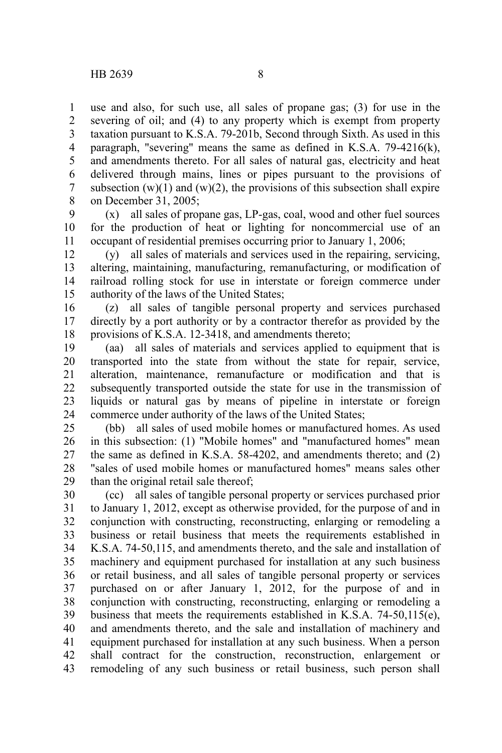use and also, for such use, all sales of propane gas; (3) for use in the severing of oil; and (4) to any property which is exempt from property taxation pursuant to K.S.A. 79-201b, Second through Sixth. As used in this paragraph, "severing" means the same as defined in K.S.A. 79-4216(k), and amendments thereto. For all sales of natural gas, electricity and heat delivered through mains, lines or pipes pursuant to the provisions of subsection (w)(1) and (w)(2), the provisions of this subsection shall expire on December 31, 2005;

(x) all sales of propane gas, LP-gas, coal, wood and other fuel sources for the production of heat or lighting for noncommercial use of an occupant of residential premises occurring prior to January 1, 2006;

(y) all sales of materials and services used in the repairing, servicing, altering, maintaining, manufacturing, remanufacturing, or modification of railroad rolling stock for use in interstate or foreign commerce under authority of the laws of the United States;

(z) all sales of tangible personal property and services purchased directly by a port authority or by a contractor therefor as provided by the provisions of K.S.A. 12-3418, and amendments thereto;

(aa) all sales of materials and services applied to equipment that is transported into the state from without the state for repair, service, alteration, maintenance, remanufacture or modification and that is subsequently transported outside the state for use in the transmission of liquids or natural gas by means of pipeline in interstate or foreign commerce under authority of the laws of the United States;

(bb) all sales of used mobile homes or manufactured homes. As used in this subsection: (1) "Mobile homes" and "manufactured homes" mean the same as defined in K.S.A. 58-4202, and amendments thereto; and (2) "sales of used mobile homes or manufactured homes" means sales other than the original retail sale thereof;

(cc) all sales of tangible personal property or services purchased prior to January 1, 2012, except as otherwise provided, for the purpose of and in conjunction with constructing, reconstructing, enlarging or remodeling a business or retail business that meets the requirements established in K.S.A. 74-50,115, and amendments thereto, and the sale and installation of machinery and equipment purchased for installation at any such business or retail business, and all sales of tangible personal property or services purchased on or after January 1, 2012, for the purpose of and in conjunction with constructing, reconstructing, enlarging or remodeling a business that meets the requirements established in K.S.A. 74-50,115(e), and amendments thereto, and the sale and installation of machinery and equipment purchased for installation at any such business. When a person shall contract for the construction, reconstruction, enlargement or remodeling of any such business or retail business, such person shall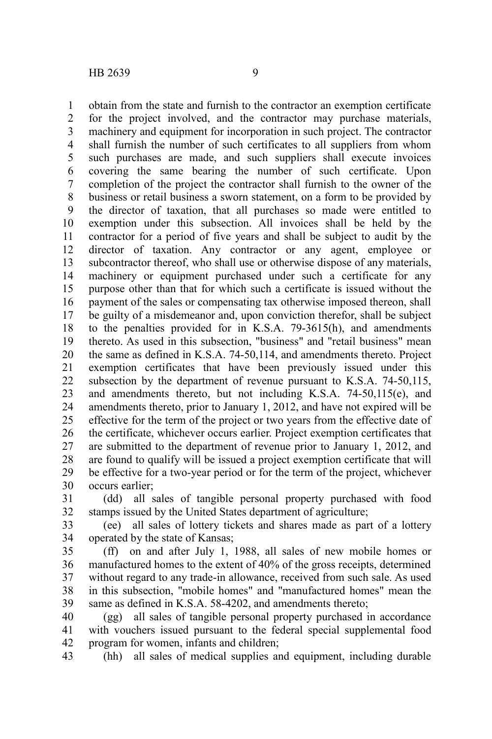obtain from the state and furnish to the contractor an exemption certificate for the project involved, and the contractor may purchase materials, machinery and equipment for incorporation in such project. The contractor shall furnish the number of such certificates to all suppliers from whom such purchases are made, and such suppliers shall execute invoices covering the same bearing the number of such certificate. Upon completion of the project the contractor shall furnish to the owner of the business or retail business a sworn statement, on a form to be provided by the director of taxation, that all purchases so made were entitled to exemption under this subsection. All invoices shall be held by the contractor for a period of five years and shall be subject to audit by the director of taxation. Any contractor or any agent, employee or subcontractor thereof, who shall use or otherwise dispose of any materials, machinery or equipment purchased under such a certificate for any purpose other than that for which such a certificate is issued without the payment of the sales or compensating tax otherwise imposed thereon, shall be guilty of a misdemeanor and, upon conviction therefor, shall be subject to the penalties provided for in K.S.A. 79-3615(h), and amendments thereto. As used in this subsection, "business" and "retail business" mean the same as defined in K.S.A. 74-50,114, and amendments thereto. Project exemption certificates that have been previously issued under this subsection by the department of revenue pursuant to K.S.A. 74-50,115, and amendments thereto, but not including K.S.A. 74-50,115(e), and amendments thereto, prior to January 1, 2012, and have not expired will be effective for the term of the project or two years from the effective date of the certificate, whichever occurs earlier. Project exemption certificates that are submitted to the department of revenue prior to January 1, 2012, and are found to qualify will be issued a project exemption certificate that will be effective for a two-year period or for the term of the project, whichever occurs earlier;

(dd) all sales of tangible personal property purchased with food stamps issued by the United States department of agriculture;

(ee) all sales of lottery tickets and shares made as part of a lottery operated by the state of Kansas;

(ff) on and after July 1, 1988, all sales of new mobile homes or manufactured homes to the extent of 40% of the gross receipts, determined without regard to any trade-in allowance, received from such sale. As used in this subsection, "mobile homes" and "manufactured homes" mean the same as defined in K.S.A. 58-4202, and amendments thereto;

(gg) all sales of tangible personal property purchased in accordance with vouchers issued pursuant to the federal special supplemental food program for women, infants and children;

(hh) all sales of medical supplies and equipment, including durable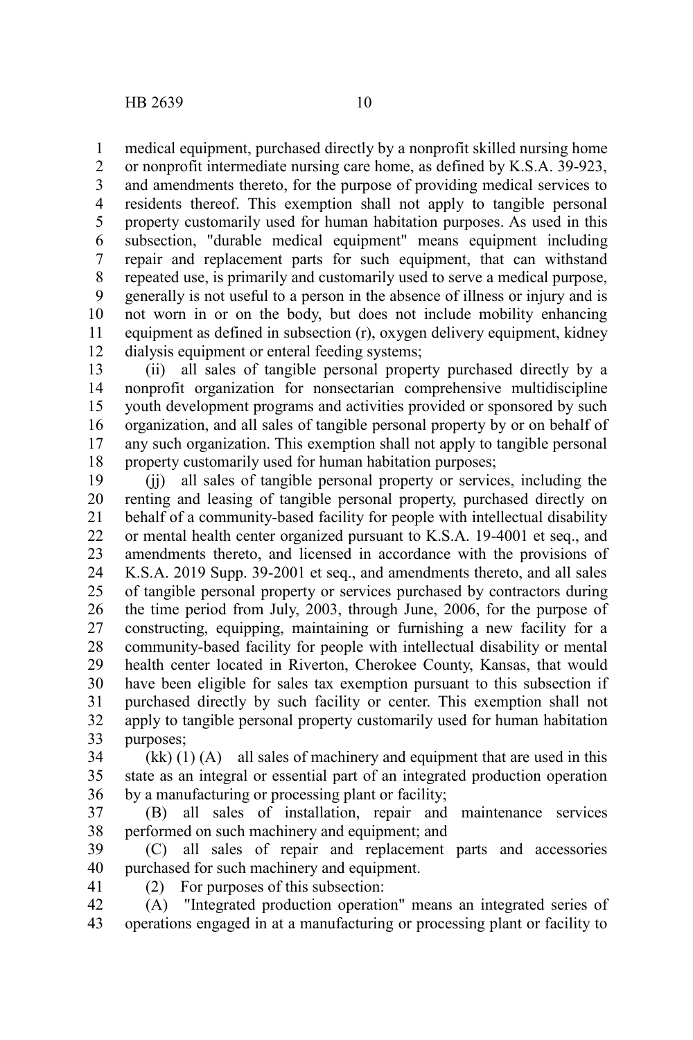medical equipment, purchased directly by a nonprofit skilled nursing home or nonprofit intermediate nursing care home, as defined by K.S.A. 39-923, and amendments thereto, for the purpose of providing medical services to residents thereof. This exemption shall not apply to tangible personal property customarily used for human habitation purposes. As used in this subsection, "durable medical equipment" means equipment including repair and replacement parts for such equipment, that can withstand repeated use, is primarily and customarily used to serve a medical purpose, generally is not useful to a person in the absence of illness or injury and is not worn in or on the body, but does not include mobility enhancing equipment as defined in subsection (r), oxygen delivery equipment, kidney dialysis equipment or enteral feeding systems;

(ii) all sales of tangible personal property purchased directly by a nonprofit organization for nonsectarian comprehensive multidiscipline youth development programs and activities provided or sponsored by such organization, and all sales of tangible personal property by or on behalf of any such organization. This exemption shall not apply to tangible personal property customarily used for human habitation purposes;

(jj) all sales of tangible personal property or services, including the renting and leasing of tangible personal property, purchased directly on behalf of a community-based facility for people with intellectual disability or mental health center organized pursuant to K.S.A. 19-4001 et seq., and amendments thereto, and licensed in accordance with the provisions of K.S.A. 2019 Supp. 39-2001 et seq., and amendments thereto, and all sales of tangible personal property or services purchased by contractors during the time period from July, 2003, through June, 2006, for the purpose of constructing, equipping, maintaining or furnishing a new facility for a community-based facility for people with intellectual disability or mental health center located in Riverton, Cherokee County, Kansas, that would have been eligible for sales tax exemption pursuant to this subsection if purchased directly by such facility or center. This exemption shall not apply to tangible personal property customarily used for human habitation purposes;

(kk) (1) (A) all sales of machinery and equipment that are used in this state as an integral or essential part of an integrated production operation by a manufacturing or processing plant or facility;

(B) all sales of installation, repair and maintenance services performed on such machinery and equipment; and

(C) all sales of repair and replacement parts and accessories purchased for such machinery and equipment.

(2) For purposes of this subsection:

(A) "Integrated production operation" means an integrated series of operations engaged in at a manufacturing or processing plant or facility to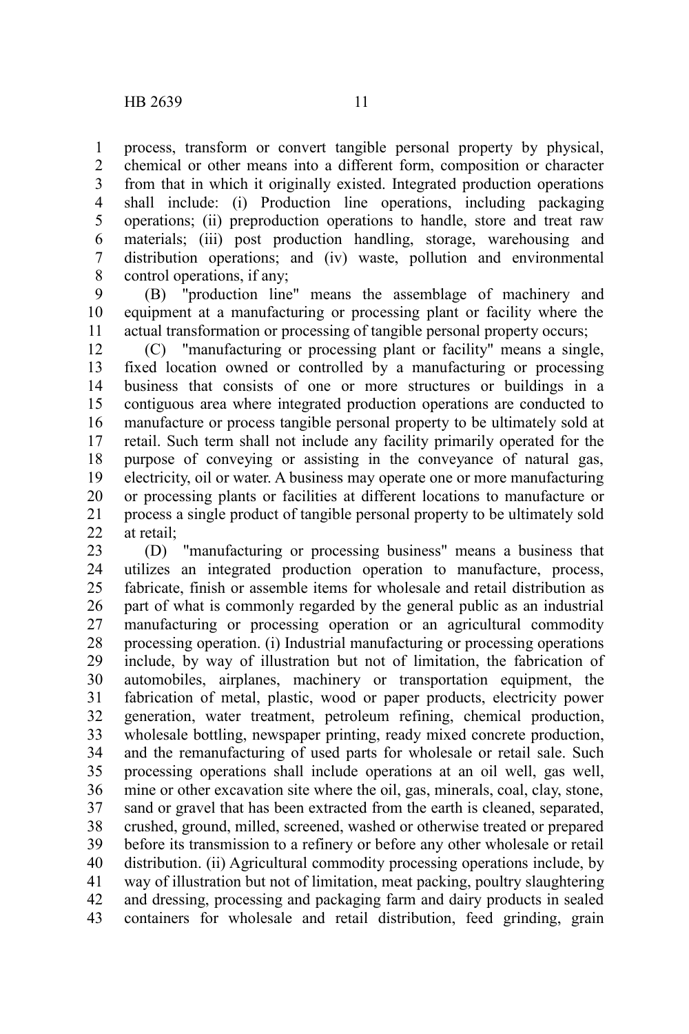process, transform or convert tangible personal property by physical, chemical or other means into a different form, composition or character from that in which it originally existed. Integrated production operations shall include: (i) Production line operations, including packaging operations; (ii) preproduction operations to handle, store and treat raw materials; (iii) post production handling, storage, warehousing and distribution operations; and (iv) waste, pollution and environmental control operations, if any;

(B) "production line" means the assemblage of machinery and equipment at a manufacturing or processing plant or facility where the actual transformation or processing of tangible personal property occurs;

(C) "manufacturing or processing plant or facility" means a single, fixed location owned or controlled by a manufacturing or processing business that consists of one or more structures or buildings in a contiguous area where integrated production operations are conducted to manufacture or process tangible personal property to be ultimately sold at retail. Such term shall not include any facility primarily operated for the purpose of conveying or assisting in the conveyance of natural gas, electricity, oil or water. A business may operate one or more manufacturing or processing plants or facilities at different locations to manufacture or process a single product of tangible personal property to be ultimately sold at retail;

(D) "manufacturing or processing business" means a business that utilizes an integrated production operation to manufacture, process, fabricate, finish or assemble items for wholesale and retail distribution as part of what is commonly regarded by the general public as an industrial manufacturing or processing operation or an agricultural commodity processing operation. (i) Industrial manufacturing or processing operations include, by way of illustration but not of limitation, the fabrication of automobiles, airplanes, machinery or transportation equipment, the fabrication of metal, plastic, wood or paper products, electricity power generation, water treatment, petroleum refining, chemical production, wholesale bottling, newspaper printing, ready mixed concrete production, and the remanufacturing of used parts for wholesale or retail sale. Such processing operations shall include operations at an oil well, gas well, mine or other excavation site where the oil, gas, minerals, coal, clay, stone, sand or gravel that has been extracted from the earth is cleaned, separated, crushed, ground, milled, screened, washed or otherwise treated or prepared before its transmission to a refinery or before any other wholesale or retail distribution. (ii) Agricultural commodity processing operations include, by way of illustration but not of limitation, meat packing, poultry slaughtering and dressing, processing and packaging farm and dairy products in sealed containers for wholesale and retail distribution, feed grinding, grain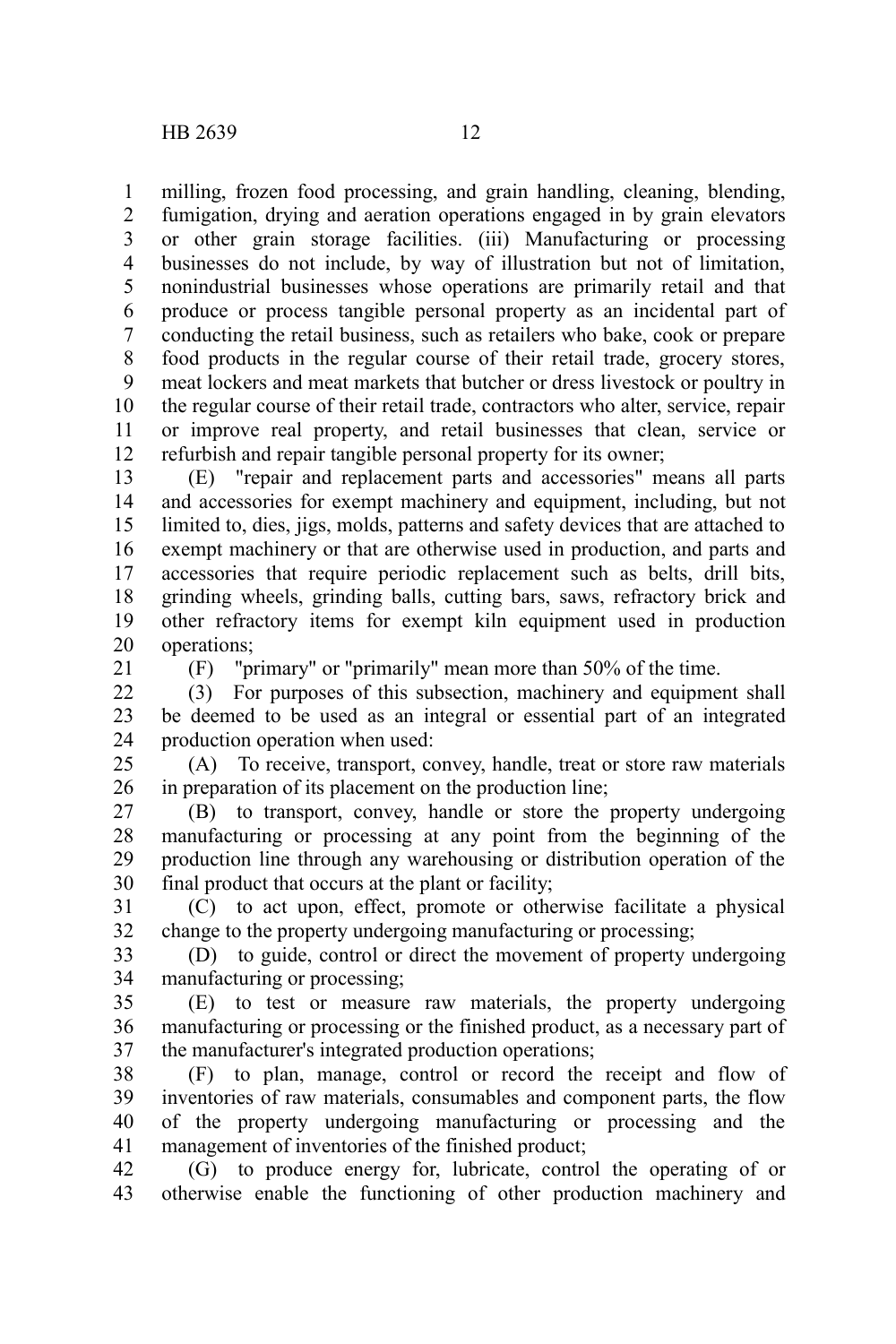milling, frozen food processing, and grain handling, cleaning, blending, fumigation, drying and aeration operations engaged in by grain elevators or other grain storage facilities. (iii) Manufacturing or processing businesses do not include, by way of illustration but not of limitation, nonindustrial businesses whose operations are primarily retail and that produce or process tangible personal property as an incidental part of conducting the retail business, such as retailers who bake, cook or prepare food products in the regular course of their retail trade, grocery stores, meat lockers and meat markets that butcher or dress livestock or poultry in the regular course of their retail trade, contractors who alter, service, repair or improve real property, and retail businesses that clean, service or refurbish and repair tangible personal property for its owner;

(E) "repair and replacement parts and accessories" means all parts and accessories for exempt machinery and equipment, including, but not limited to, dies, jigs, molds, patterns and safety devices that are attached to exempt machinery or that are otherwise used in production, and parts and accessories that require periodic replacement such as belts, drill bits, grinding wheels, grinding balls, cutting bars, saws, refractory brick and other refractory items for exempt kiln equipment used in production operations;

(F) "primary" or "primarily" mean more than 50% of the time.

(3) For purposes of this subsection, machinery and equipment shall be deemed to be used as an integral or essential part of an integrated production operation when used:

(A) To receive, transport, convey, handle, treat or store raw materials in preparation of its placement on the production line;

(B) to transport, convey, handle or store the property undergoing manufacturing or processing at any point from the beginning of the production line through any warehousing or distribution operation of the final product that occurs at the plant or facility;

(C) to act upon, effect, promote or otherwise facilitate a physical change to the property undergoing manufacturing or processing;

(D) to guide, control or direct the movement of property undergoing manufacturing or processing;

(E) to test or measure raw materials, the property undergoing manufacturing or processing or the finished product, as a necessary part of the manufacturer's integrated production operations;

(F) to plan, manage, control or record the receipt and flow of inventories of raw materials, consumables and component parts, the flow of the property undergoing manufacturing or processing and the management of inventories of the finished product;

(G) to produce energy for, lubricate, control the operating of or otherwise enable the functioning of other production machinery and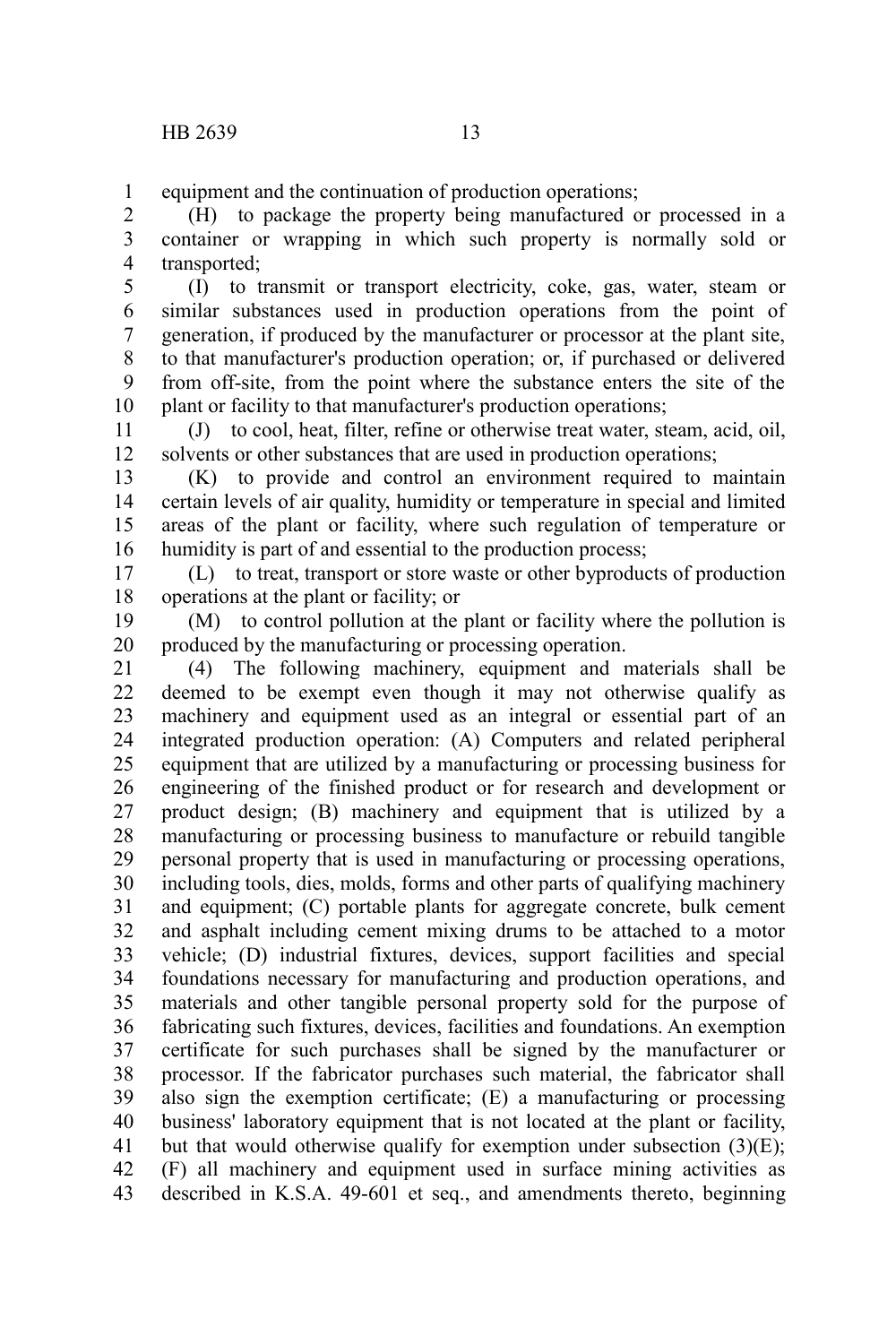equipment and the continuation of production operations;

(H) to package the property being manufactured or processed in a container or wrapping in which such property is normally sold or transported;

(I) to transmit or transport electricity, coke, gas, water, steam or similar substances used in production operations from the point of generation, if produced by the manufacturer or processor at the plant site, to that manufacturer's production operation; or, if purchased or delivered from off-site, from the point where the substance enters the site of the plant or facility to that manufacturer's production operations;

(J) to cool, heat, filter, refine or otherwise treat water, steam, acid, oil, solvents or other substances that are used in production operations;

(K) to provide and control an environment required to maintain certain levels of air quality, humidity or temperature in special and limited areas of the plant or facility, where such regulation of temperature or humidity is part of and essential to the production process;

(L) to treat, transport or store waste or other byproducts of production operations at the plant or facility; or

(M) to control pollution at the plant or facility where the pollution is produced by the manufacturing or processing operation.

(4) The following machinery, equipment and materials shall be deemed to be exempt even though it may not otherwise qualify as machinery and equipment used as an integral or essential part of an integrated production operation: (A) Computers and related peripheral equipment that are utilized by a manufacturing or processing business for engineering of the finished product or for research and development or product design; (B) machinery and equipment that is utilized by a manufacturing or processing business to manufacture or rebuild tangible personal property that is used in manufacturing or processing operations, including tools, dies, molds, forms and other parts of qualifying machinery and equipment; (C) portable plants for aggregate concrete, bulk cement and asphalt including cement mixing drums to be attached to a motor vehicle; (D) industrial fixtures, devices, support facilities and special foundations necessary for manufacturing and production operations, and materials and other tangible personal property sold for the purpose of fabricating such fixtures, devices, facilities and foundations. An exemption certificate for such purchases shall be signed by the manufacturer or processor. If the fabricator purchases such material, the fabricator shall also sign the exemption certificate; (E) a manufacturing or processing business' laboratory equipment that is not located at the plant or facility, but that would otherwise qualify for exemption under subsection (3)(E); (F) all machinery and equipment used in surface mining activities as described in K.S.A. 49-601 et seq., and amendments thereto, beginning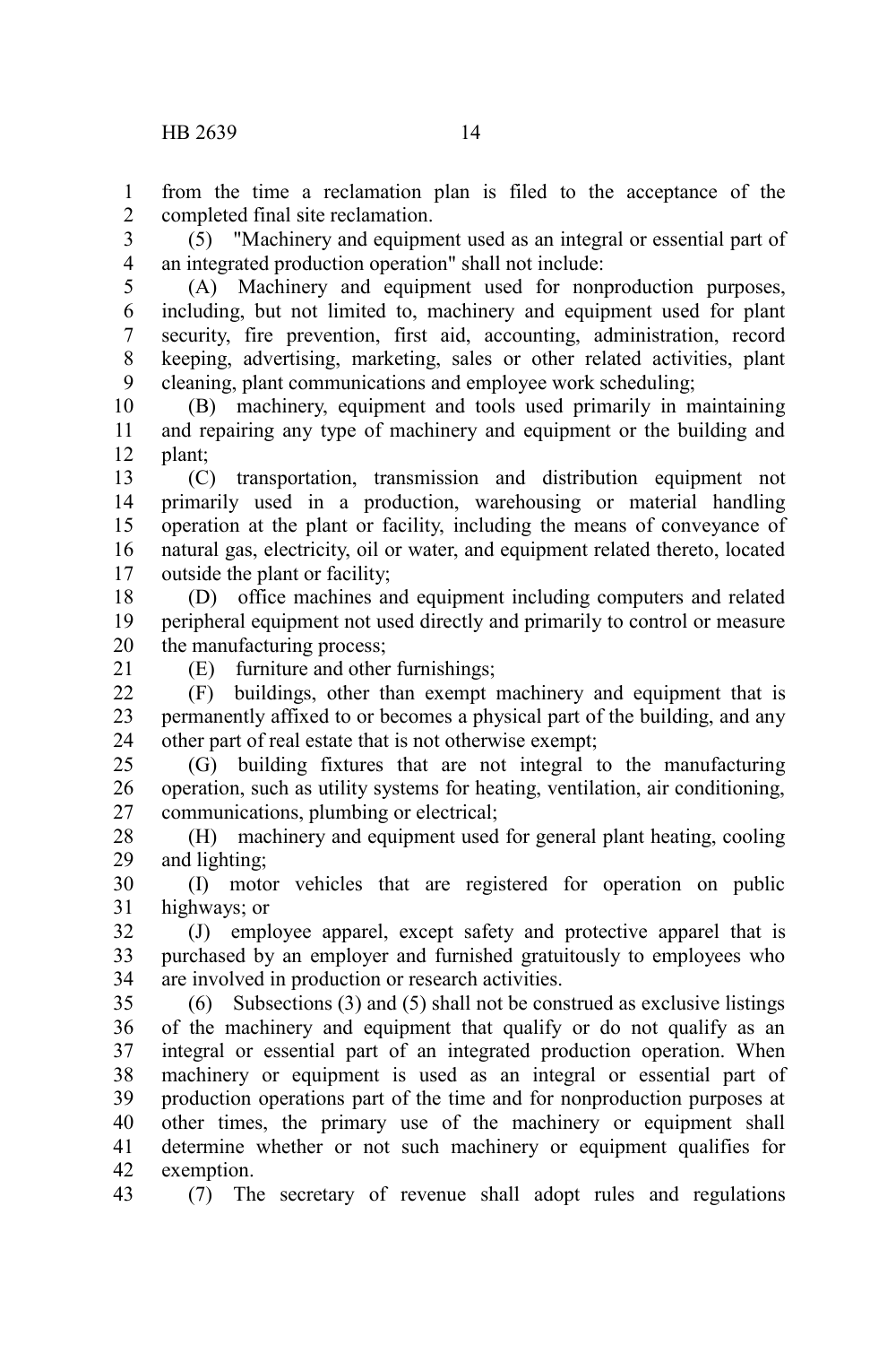from the time a reclamation plan is filed to the acceptance of the completed final site reclamation.

(5) "Machinery and equipment used as an integral or essential part of an integrated production operation" shall not include:

(A) Machinery and equipment used for nonproduction purposes, including, but not limited to, machinery and equipment used for plant security, fire prevention, first aid, accounting, administration, record keeping, advertising, marketing, sales or other related activities, plant cleaning, plant communications and employee work scheduling;

(B) machinery, equipment and tools used primarily in maintaining and repairing any type of machinery and equipment or the building and plant;

(C) transportation, transmission and distribution equipment not primarily used in a production, warehousing or material handling operation at the plant or facility, including the means of conveyance of natural gas, electricity, oil or water, and equipment related thereto, located outside the plant or facility;

(D) office machines and equipment including computers and related peripheral equipment not used directly and primarily to control or measure the manufacturing process;

(E) furniture and other furnishings;

(F) buildings, other than exempt machinery and equipment that is permanently affixed to or becomes a physical part of the building, and any other part of real estate that is not otherwise exempt;

(G) building fixtures that are not integral to the manufacturing operation, such as utility systems for heating, ventilation, air conditioning, communications, plumbing or electrical;

(H) machinery and equipment used for general plant heating, cooling and lighting;

(I) motor vehicles that are registered for operation on public highways; or

(J) employee apparel, except safety and protective apparel that is purchased by an employer and furnished gratuitously to employees who are involved in production or research activities.

(6) Subsections (3) and (5) shall not be construed as exclusive listings of the machinery and equipment that qualify or do not qualify as an integral or essential part of an integrated production operation. When machinery or equipment is used as an integral or essential part of production operations part of the time and for nonproduction purposes at other times, the primary use of the machinery or equipment shall determine whether or not such machinery or equipment qualifies for exemption.

(7) The secretary of revenue shall adopt rules and regulations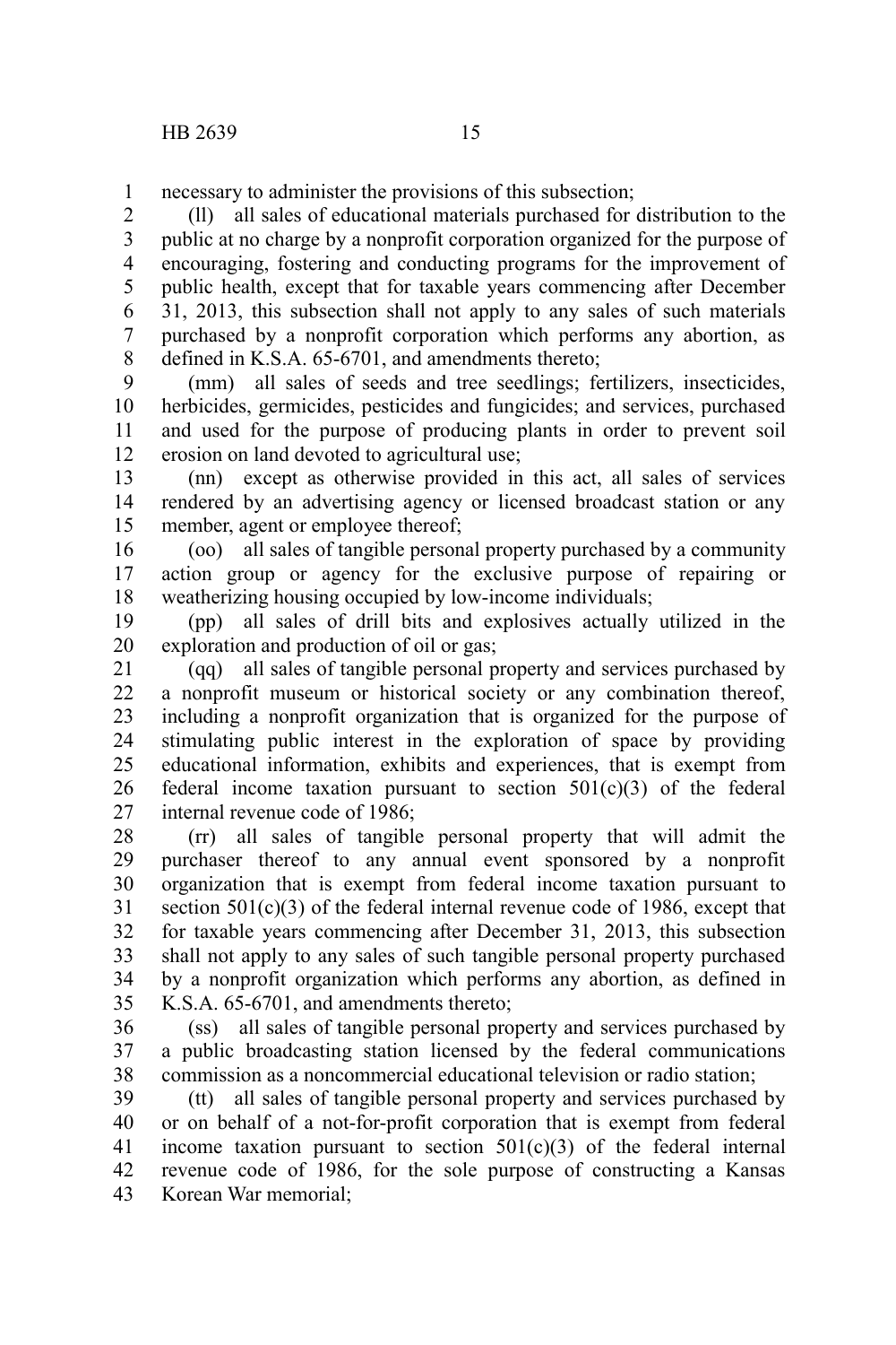necessary to administer the provisions of this subsection;

(ll) all sales of educational materials purchased for distribution to the public at no charge by a nonprofit corporation organized for the purpose of encouraging, fostering and conducting programs for the improvement of public health, except that for taxable years commencing after December 31, 2013, this subsection shall not apply to any sales of such materials purchased by a nonprofit corporation which performs any abortion, as defined in K.S.A. 65-6701, and amendments thereto;

(mm) all sales of seeds and tree seedlings; fertilizers, insecticides, herbicides, germicides, pesticides and fungicides; and services, purchased and used for the purpose of producing plants in order to prevent soil erosion on land devoted to agricultural use;

(nn) except as otherwise provided in this act, all sales of services rendered by an advertising agency or licensed broadcast station or any member, agent or employee thereof;

(oo) all sales of tangible personal property purchased by a community action group or agency for the exclusive purpose of repairing or weatherizing housing occupied by low-income individuals;

(pp) all sales of drill bits and explosives actually utilized in the exploration and production of oil or gas;

(qq) all sales of tangible personal property and services purchased by a nonprofit museum or historical society or any combination thereof, including a nonprofit organization that is organized for the purpose of stimulating public interest in the exploration of space by providing educational information, exhibits and experiences, that is exempt from federal income taxation pursuant to section 501(c)(3) of the federal internal revenue code of 1986;

(rr) all sales of tangible personal property that will admit the purchaser thereof to any annual event sponsored by a nonprofit organization that is exempt from federal income taxation pursuant to section 501(c)(3) of the federal internal revenue code of 1986, except that for taxable years commencing after December 31, 2013, this subsection shall not apply to any sales of such tangible personal property purchased by a nonprofit organization which performs any abortion, as defined in K.S.A. 65-6701, and amendments thereto;

(ss) all sales of tangible personal property and services purchased by a public broadcasting station licensed by the federal communications commission as a noncommercial educational television or radio station;

(tt) all sales of tangible personal property and services purchased by or on behalf of a not-for-profit corporation that is exempt from federal income taxation pursuant to section 501(c)(3) of the federal internal revenue code of 1986, for the sole purpose of constructing a Kansas Korean War memorial;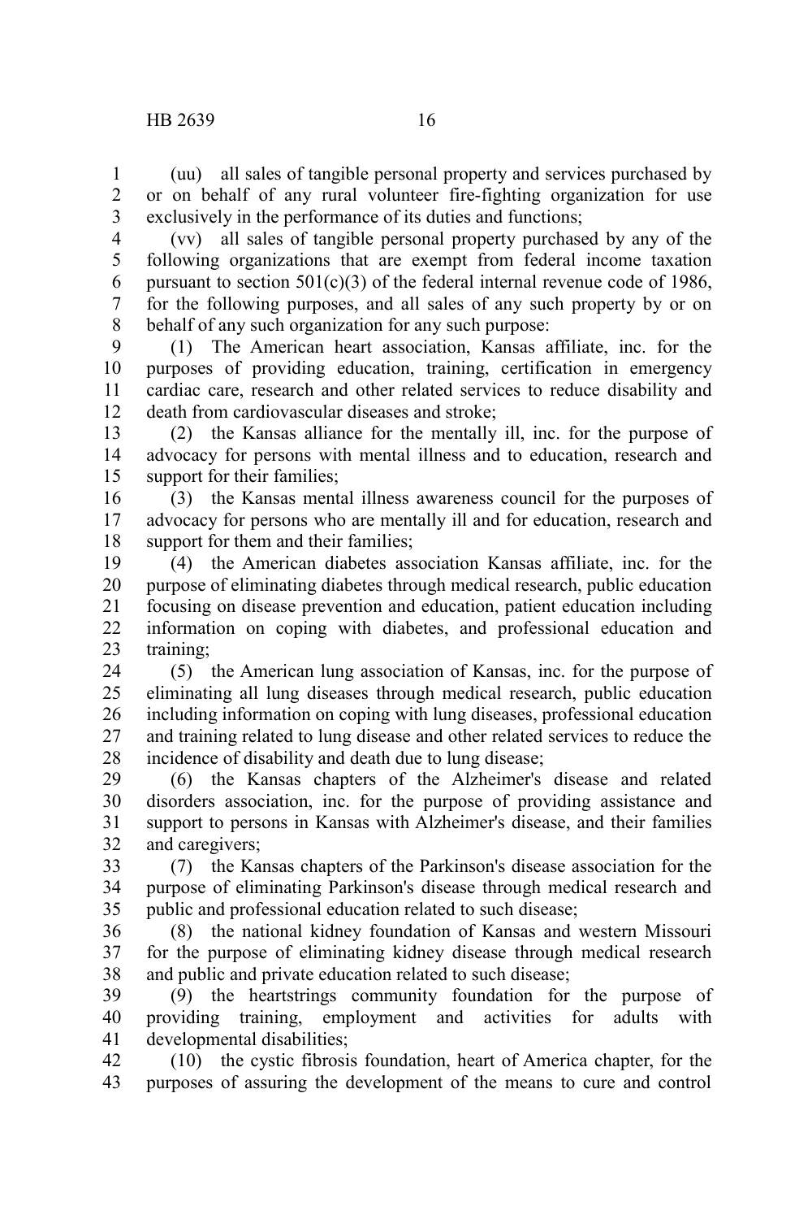(uu) all sales of tangible personal property and services purchased by or on behalf of any rural volunteer fire-fighting organization for use exclusively in the performance of its duties and functions;

(vv) all sales of tangible personal property purchased by any of the following organizations that are exempt from federal income taxation pursuant to section 501(c)(3) of the federal internal revenue code of 1986, for the following purposes, and all sales of any such property by or on behalf of any such organization for any such purpose:

(1) The American heart association, Kansas affiliate, inc. for the purposes of providing education, training, certification in emergency cardiac care, research and other related services to reduce disability and death from cardiovascular diseases and stroke;

(2) the Kansas alliance for the mentally ill, inc. for the purpose of advocacy for persons with mental illness and to education, research and support for their families;

(3) the Kansas mental illness awareness council for the purposes of advocacy for persons who are mentally ill and for education, research and support for them and their families;

(4) the American diabetes association Kansas affiliate, inc. for the purpose of eliminating diabetes through medical research, public education focusing on disease prevention and education, patient education including information on coping with diabetes, and professional education and training;

(5) the American lung association of Kansas, inc. for the purpose of eliminating all lung diseases through medical research, public education including information on coping with lung diseases, professional education and training related to lung disease and other related services to reduce the incidence of disability and death due to lung disease;

(6) the Kansas chapters of the Alzheimer's disease and related disorders association, inc. for the purpose of providing assistance and support to persons in Kansas with Alzheimer's disease, and their families and caregivers;

(7) the Kansas chapters of the Parkinson's disease association for the purpose of eliminating Parkinson's disease through medical research and public and professional education related to such disease;

(8) the national kidney foundation of Kansas and western Missouri for the purpose of eliminating kidney disease through medical research and public and private education related to such disease;

(9) the heartstrings community foundation for the purpose of providing training, employment and activities for adults with developmental disabilities;

(10) the cystic fibrosis foundation, heart of America chapter, for the purposes of assuring the development of the means to cure and control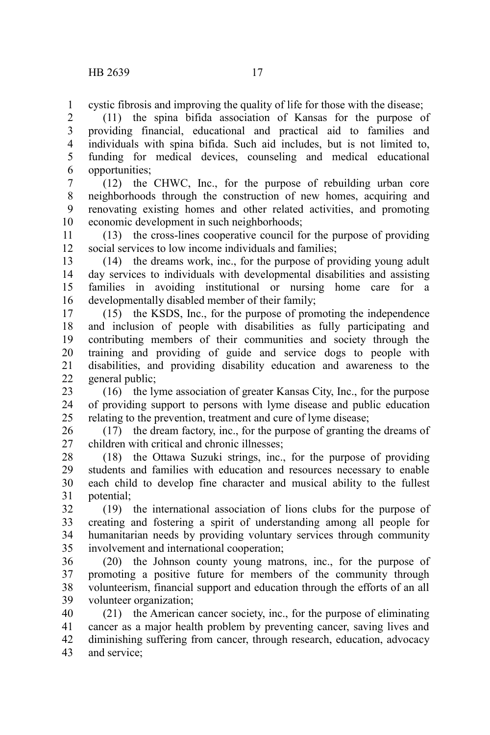cystic fibrosis and improving the quality of life for those with the disease;

(11) the spina bifida association of Kansas for the purpose of providing financial, educational and practical aid to families and individuals with spina bifida. Such aid includes, but is not limited to, funding for medical devices, counseling and medical educational opportunities;

(12) the CHWC, Inc., for the purpose of rebuilding urban core neighborhoods through the construction of new homes, acquiring and renovating existing homes and other related activities, and promoting economic development in such neighborhoods;

(13) the cross-lines cooperative council for the purpose of providing social services to low income individuals and families;

(14) the dreams work, inc., for the purpose of providing young adult day services to individuals with developmental disabilities and assisting families in avoiding institutional or nursing home care for a developmentally disabled member of their family;

(15) the KSDS, Inc., for the purpose of promoting the independence and inclusion of people with disabilities as fully participating and contributing members of their communities and society through the training and providing of guide and service dogs to people with disabilities, and providing disability education and awareness to the general public;

(16) the lyme association of greater Kansas City, Inc., for the purpose of providing support to persons with lyme disease and public education relating to the prevention, treatment and cure of lyme disease;

(17) the dream factory, inc., for the purpose of granting the dreams of children with critical and chronic illnesses;

(18) the Ottawa Suzuki strings, inc., for the purpose of providing students and families with education and resources necessary to enable each child to develop fine character and musical ability to the fullest potential;

(19) the international association of lions clubs for the purpose of creating and fostering a spirit of understanding among all people for humanitarian needs by providing voluntary services through community involvement and international cooperation;

(20) the Johnson county young matrons, inc., for the purpose of promoting a positive future for members of the community through volunteerism, financial support and education through the efforts of an all volunteer organization;

(21) the American cancer society, inc., for the purpose of eliminating cancer as a major health problem by preventing cancer, saving lives and diminishing suffering from cancer, through research, education, advocacy and service;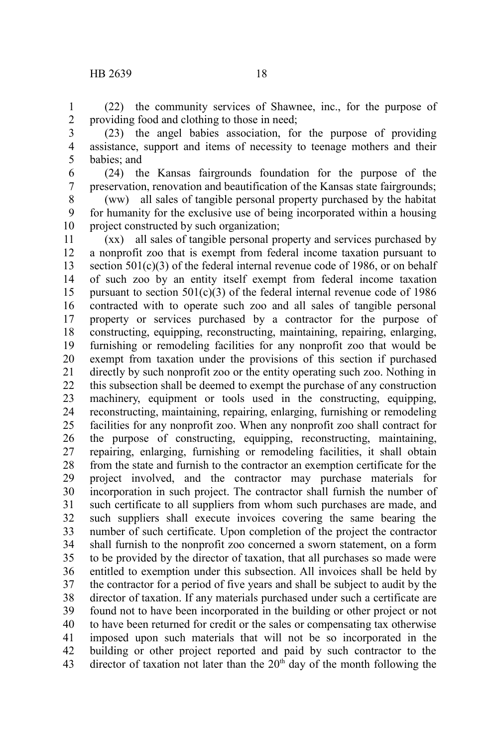(22) the community services of Shawnee, inc., for the purpose of providing food and clothing to those in need;

(23) the angel babies association, for the purpose of providing assistance, support and items of necessity to teenage mothers and their babies; and

(24) the Kansas fairgrounds foundation for the purpose of the preservation, renovation and beautification of the Kansas state fairgrounds;

(ww) all sales of tangible personal property purchased by the habitat for humanity for the exclusive use of being incorporated within a housing project constructed by such organization;

(xx) all sales of tangible personal property and services purchased by a nonprofit zoo that is exempt from federal income taxation pursuant to section 501(c)(3) of the federal internal revenue code of 1986, or on behalf of such zoo by an entity itself exempt from federal income taxation pursuant to section 501(c)(3) of the federal internal revenue code of 1986 contracted with to operate such zoo and all sales of tangible personal property or services purchased by a contractor for the purpose of constructing, equipping, reconstructing, maintaining, repairing, enlarging, furnishing or remodeling facilities for any nonprofit zoo that would be exempt from taxation under the provisions of this section if purchased directly by such nonprofit zoo or the entity operating such zoo. Nothing in this subsection shall be deemed to exempt the purchase of any construction machinery, equipment or tools used in the constructing, equipping, reconstructing, maintaining, repairing, enlarging, furnishing or remodeling facilities for any nonprofit zoo. When any nonprofit zoo shall contract for the purpose of constructing, equipping, reconstructing, maintaining, repairing, enlarging, furnishing or remodeling facilities, it shall obtain from the state and furnish to the contractor an exemption certificate for the project involved, and the contractor may purchase materials for incorporation in such project. The contractor shall furnish the number of such certificate to all suppliers from whom such purchases are made, and such suppliers shall execute invoices covering the same bearing the number of such certificate. Upon completion of the project the contractor shall furnish to the nonprofit zoo concerned a sworn statement, on a form to be provided by the director of taxation, that all purchases so made were entitled to exemption under this subsection. All invoices shall be held by the contractor for a period of five years and shall be subject to audit by the director of taxation. If any materials purchased under such a certificate are found not to have been incorporated in the building or other project or not to have been returned for credit or the sales or compensating tax otherwise imposed upon such materials that will not be so incorporated in the building or other project reported and paid by such contractor to the director of taxation not later than the 20th day of the month following the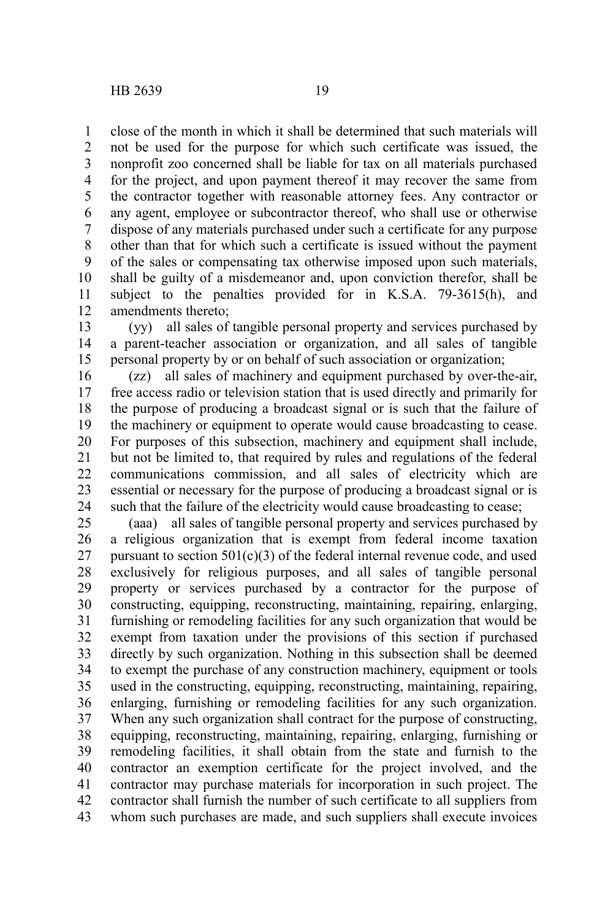close of the month in which it shall be determined that such materials will not be used for the purpose for which such certificate was issued, the nonprofit zoo concerned shall be liable for tax on all materials purchased for the project, and upon payment thereof it may recover the same from the contractor together with reasonable attorney fees. Any contractor or any agent, employee or subcontractor thereof, who shall use or otherwise dispose of any materials purchased under such a certificate for any purpose other than that for which such a certificate is issued without the payment of the sales or compensating tax otherwise imposed upon such materials, shall be guilty of a misdemeanor and, upon conviction therefor, shall be subject to the penalties provided for in K.S.A. 79-3615(h), and amendments thereto;

(yy) all sales of tangible personal property and services purchased by a parent-teacher association or organization, and all sales of tangible personal property by or on behalf of such association or organization;

(zz) all sales of machinery and equipment purchased by over-the-air, free access radio or television station that is used directly and primarily for the purpose of producing a broadcast signal or is such that the failure of the machinery or equipment to operate would cause broadcasting to cease. For purposes of this subsection, machinery and equipment shall include, but not be limited to, that required by rules and regulations of the federal communications commission, and all sales of electricity which are essential or necessary for the purpose of producing a broadcast signal or is such that the failure of the electricity would cause broadcasting to cease;

(aaa) all sales of tangible personal property and services purchased by a religious organization that is exempt from federal income taxation pursuant to section 501(c)(3) of the federal internal revenue code, and used exclusively for religious purposes, and all sales of tangible personal property or services purchased by a contractor for the purpose of constructing, equipping, reconstructing, maintaining, repairing, enlarging, furnishing or remodeling facilities for any such organization that would be exempt from taxation under the provisions of this section if purchased directly by such organization. Nothing in this subsection shall be deemed to exempt the purchase of any construction machinery, equipment or tools used in the constructing, equipping, reconstructing, maintaining, repairing, enlarging, furnishing or remodeling facilities for any such organization. When any such organization shall contract for the purpose of constructing, equipping, reconstructing, maintaining, repairing, enlarging, furnishing or remodeling facilities, it shall obtain from the state and furnish to the contractor an exemption certificate for the project involved, and the contractor may purchase materials for incorporation in such project. The contractor shall furnish the number of such certificate to all suppliers from whom such purchases are made, and such suppliers shall execute invoices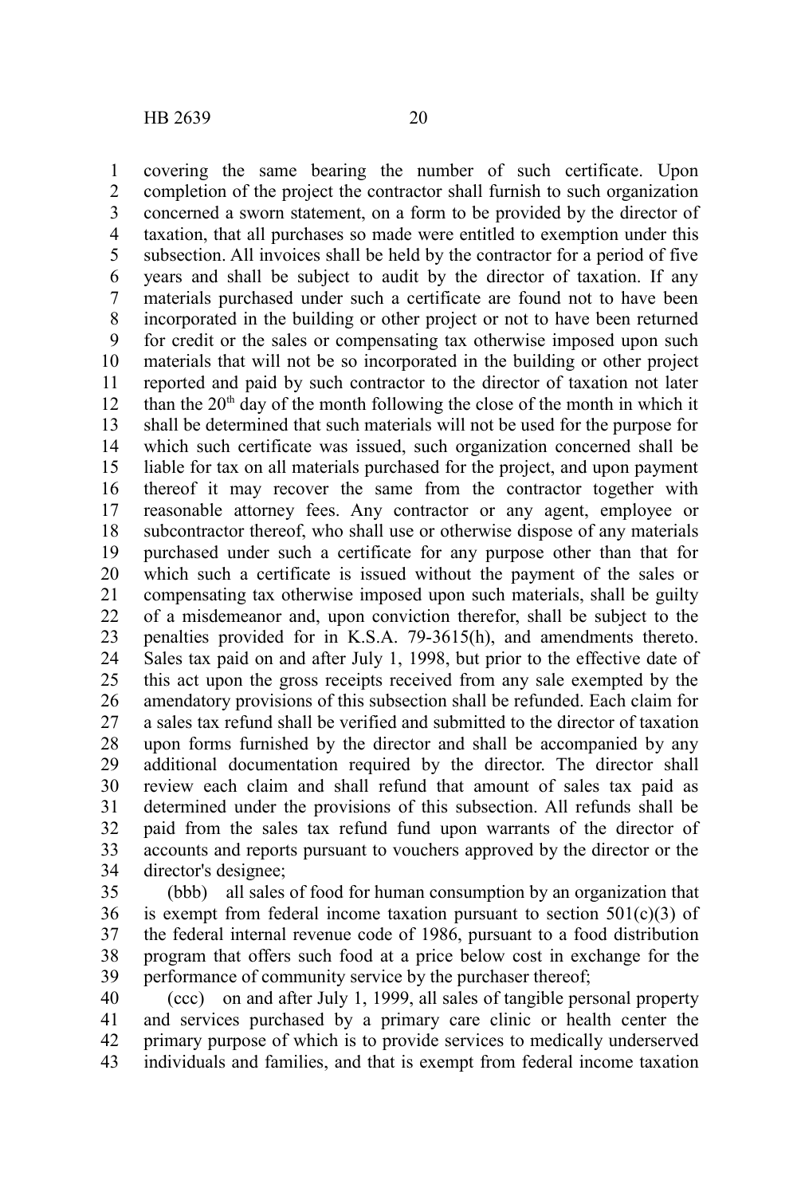covering the same bearing the number of such certificate. Upon completion of the project the contractor shall furnish to such organization concerned a sworn statement, on a form to be provided by the director of taxation, that all purchases so made were entitled to exemption under this subsection. All invoices shall be held by the contractor for a period of five years and shall be subject to audit by the director of taxation. If any materials purchased under such a certificate are found not to have been incorporated in the building or other project or not to have been returned for credit or the sales or compensating tax otherwise imposed upon such materials that will not be so incorporated in the building or other project reported and paid by such contractor to the director of taxation not later than the 20th day of the month following the close of the month in which it shall be determined that such materials will not be used for the purpose for which such certificate was issued, such organization concerned shall be liable for tax on all materials purchased for the project, and upon payment thereof it may recover the same from the contractor together with reasonable attorney fees. Any contractor or any agent, employee or subcontractor thereof, who shall use or otherwise dispose of any materials purchased under such a certificate for any purpose other than that for which such a certificate is issued without the payment of the sales or compensating tax otherwise imposed upon such materials, shall be guilty of a misdemeanor and, upon conviction therefor, shall be subject to the penalties provided for in K.S.A. 79-3615(h), and amendments thereto. Sales tax paid on and after July 1, 1998, but prior to the effective date of this act upon the gross receipts received from any sale exempted by the amendatory provisions of this subsection shall be refunded. Each claim for a sales tax refund shall be verified and submitted to the director of taxation upon forms furnished by the director and shall be accompanied by any additional documentation required by the director. The director shall review each claim and shall refund that amount of sales tax paid as determined under the provisions of this subsection. All refunds shall be paid from the sales tax refund fund upon warrants of the director of accounts and reports pursuant to vouchers approved by the director or the director's designee;

(bbb) all sales of food for human consumption by an organization that is exempt from federal income taxation pursuant to section 501(c)(3) of the federal internal revenue code of 1986, pursuant to a food distribution program that offers such food at a price below cost in exchange for the performance of community service by the purchaser thereof;

(ccc) on and after July 1, 1999, all sales of tangible personal property and services purchased by a primary care clinic or health center the primary purpose of which is to provide services to medically underserved individuals and families, and that is exempt from federal income taxation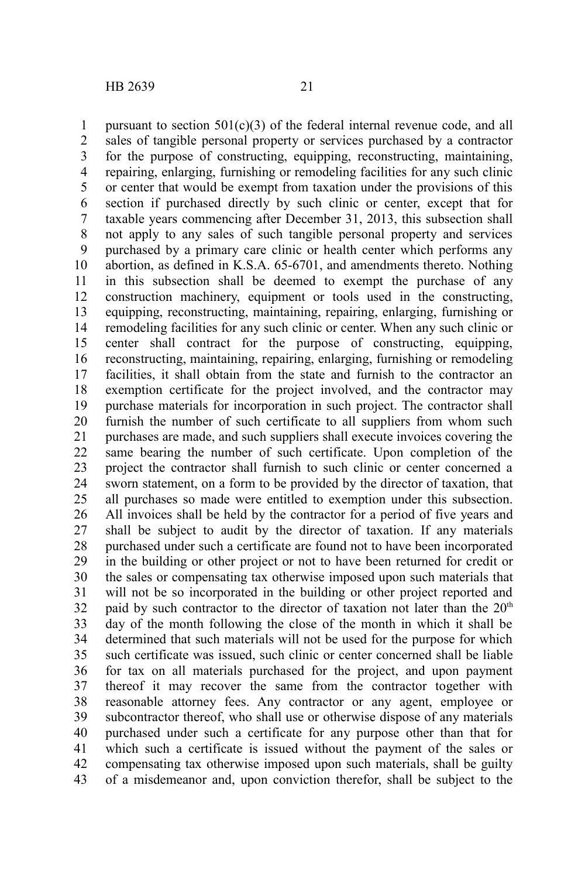pursuant to section 501(c)(3) of the federal internal revenue code, and all sales of tangible personal property or services purchased by a contractor for the purpose of constructing, equipping, reconstructing, maintaining, repairing, enlarging, furnishing or remodeling facilities for any such clinic or center that would be exempt from taxation under the provisions of this section if purchased directly by such clinic or center, except that for taxable years commencing after December 31, 2013, this subsection shall not apply to any sales of such tangible personal property and services purchased by a primary care clinic or health center which performs any abortion, as defined in K.S.A. 65-6701, and amendments thereto. Nothing in this subsection shall be deemed to exempt the purchase of any construction machinery, equipment or tools used in the constructing, equipping, reconstructing, maintaining, repairing, enlarging, furnishing or remodeling facilities for any such clinic or center. When any such clinic or center shall contract for the purpose of constructing, equipping, reconstructing, maintaining, repairing, enlarging, furnishing or remodeling facilities, it shall obtain from the state and furnish to the contractor an exemption certificate for the project involved, and the contractor may purchase materials for incorporation in such project. The contractor shall furnish the number of such certificate to all suppliers from whom such purchases are made, and such suppliers shall execute invoices covering the same bearing the number of such certificate. Upon completion of the project the contractor shall furnish to such clinic or center concerned a sworn statement, on a form to be provided by the director of taxation, that all purchases so made were entitled to exemption under this subsection. All invoices shall be held by the contractor for a period of five years and shall be subject to audit by the director of taxation. If any materials purchased under such a certificate are found not to have been incorporated in the building or other project or not to have been returned for credit or the sales or compensating tax otherwise imposed upon such materials that will not be so incorporated in the building or other project reported and paid by such contractor to the director of taxation not later than the 20th day of the month following the close of the month in which it shall be determined that such materials will not be used for the purpose for which such certificate was issued, such clinic or center concerned shall be liable for tax on all materials purchased for the project, and upon payment thereof it may recover the same from the contractor together with reasonable attorney fees. Any contractor or any agent, employee or subcontractor thereof, who shall use or otherwise dispose of any materials purchased under such a certificate for any purpose other than that for which such a certificate is issued without the payment of the sales or compensating tax otherwise imposed upon such materials, shall be guilty of a misdemeanor and, upon conviction therefor, shall be subject to the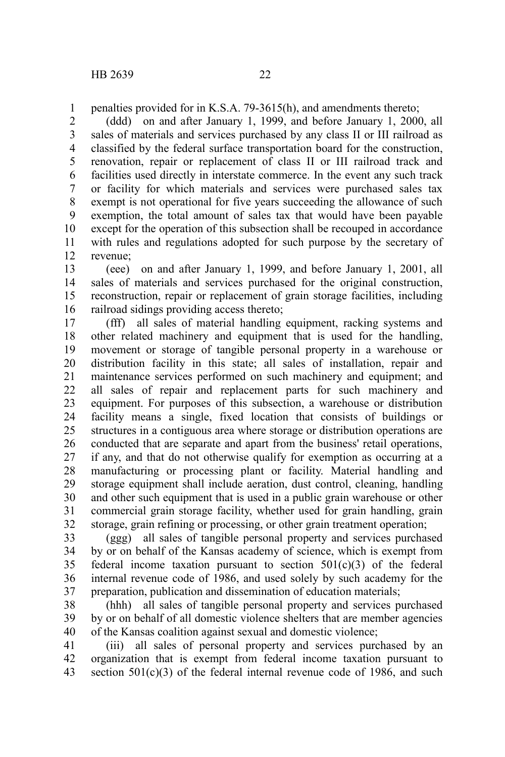penalties provided for in K.S.A. 79-3615(h), and amendments thereto;

(ddd) on and after January 1, 1999, and before January 1, 2000, all sales of materials and services purchased by any class II or III railroad as classified by the federal surface transportation board for the construction, renovation, repair or replacement of class II or III railroad track and facilities used directly in interstate commerce. In the event any such track or facility for which materials and services were purchased sales tax exempt is not operational for five years succeeding the allowance of such exemption, the total amount of sales tax that would have been payable except for the operation of this subsection shall be recouped in accordance with rules and regulations adopted for such purpose by the secretary of revenue;

(eee) on and after January 1, 1999, and before January 1, 2001, all sales of materials and services purchased for the original construction, reconstruction, repair or replacement of grain storage facilities, including railroad sidings providing access thereto;

(fff) all sales of material handling equipment, racking systems and other related machinery and equipment that is used for the handling, movement or storage of tangible personal property in a warehouse or distribution facility in this state; all sales of installation, repair and maintenance services performed on such machinery and equipment; and all sales of repair and replacement parts for such machinery and equipment. For purposes of this subsection, a warehouse or distribution facility means a single, fixed location that consists of buildings or structures in a contiguous area where storage or distribution operations are conducted that are separate and apart from the business' retail operations, if any, and that do not otherwise qualify for exemption as occurring at a manufacturing or processing plant or facility. Material handling and storage equipment shall include aeration, dust control, cleaning, handling and other such equipment that is used in a public grain warehouse or other commercial grain storage facility, whether used for grain handling, grain storage, grain refining or processing, or other grain treatment operation;

(ggg) all sales of tangible personal property and services purchased by or on behalf of the Kansas academy of science, which is exempt from federal income taxation pursuant to section 501(c)(3) of the federal internal revenue code of 1986, and used solely by such academy for the preparation, publication and dissemination of education materials;

(hhh) all sales of tangible personal property and services purchased by or on behalf of all domestic violence shelters that are member agencies of the Kansas coalition against sexual and domestic violence;

(iii) all sales of personal property and services purchased by an organization that is exempt from federal income taxation pursuant to section 501(c)(3) of the federal internal revenue code of 1986, and such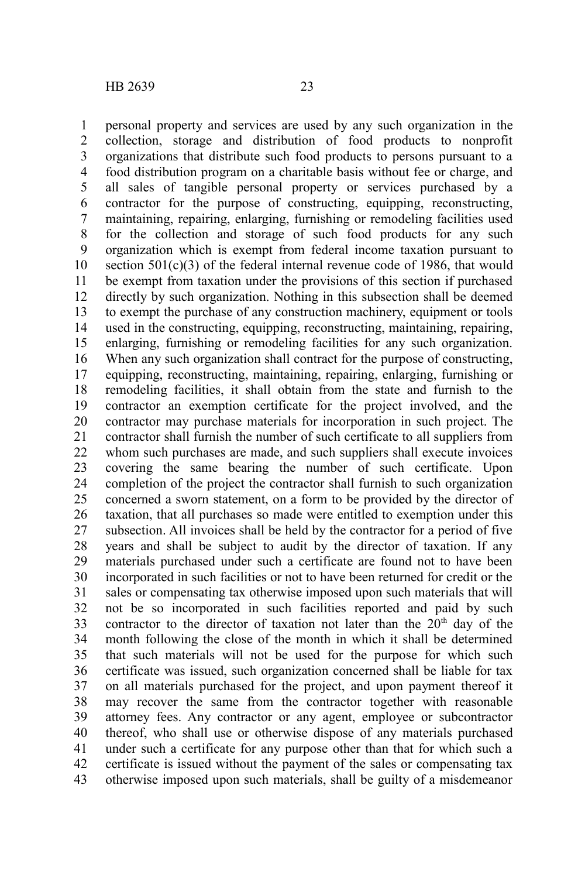personal property and services are used by any such organization in the collection, storage and distribution of food products to nonprofit organizations that distribute such food products to persons pursuant to a food distribution program on a charitable basis without fee or charge, and all sales of tangible personal property or services purchased by a contractor for the purpose of constructing, equipping, reconstructing, maintaining, repairing, enlarging, furnishing or remodeling facilities used for the collection and storage of such food products for any such organization which is exempt from federal income taxation pursuant to section 501(c)(3) of the federal internal revenue code of 1986, that would be exempt from taxation under the provisions of this section if purchased directly by such organization. Nothing in this subsection shall be deemed to exempt the purchase of any construction machinery, equipment or tools used in the constructing, equipping, reconstructing, maintaining, repairing, enlarging, furnishing or remodeling facilities for any such organization. When any such organization shall contract for the purpose of constructing, equipping, reconstructing, maintaining, repairing, enlarging, furnishing or remodeling facilities, it shall obtain from the state and furnish to the contractor an exemption certificate for the project involved, and the contractor may purchase materials for incorporation in such project. The contractor shall furnish the number of such certificate to all suppliers from whom such purchases are made, and such suppliers shall execute invoices covering the same bearing the number of such certificate. Upon completion of the project the contractor shall furnish to such organization concerned a sworn statement, on a form to be provided by the director of taxation, that all purchases so made were entitled to exemption under this subsection. All invoices shall be held by the contractor for a period of five years and shall be subject to audit by the director of taxation. If any materials purchased under such a certificate are found not to have been incorporated in such facilities or not to have been returned for credit or the sales or compensating tax otherwise imposed upon such materials that will not be so incorporated in such facilities reported and paid by such contractor to the director of taxation not later than the 20th day of the month following the close of the month in which it shall be determined that such materials will not be used for the purpose for which such certificate was issued, such organization concerned shall be liable for tax on all materials purchased for the project, and upon payment thereof it may recover the same from the contractor together with reasonable attorney fees. Any contractor or any agent, employee or subcontractor thereof, who shall use or otherwise dispose of any materials purchased under such a certificate for any purpose other than that for which such a certificate is issued without the payment of the sales or compensating tax otherwise imposed upon such materials, shall be guilty of a misdemeanor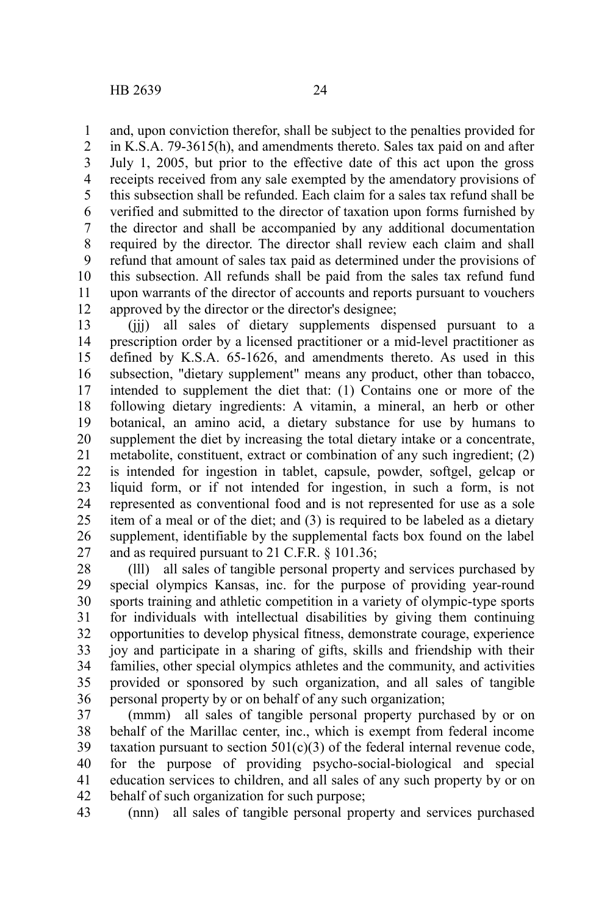and, upon conviction therefor, shall be subject to the penalties provided for in K.S.A. 79-3615(h), and amendments thereto. Sales tax paid on and after July 1, 2005, but prior to the effective date of this act upon the gross receipts received from any sale exempted by the amendatory provisions of this subsection shall be refunded. Each claim for a sales tax refund shall be verified and submitted to the director of taxation upon forms furnished by the director and shall be accompanied by any additional documentation required by the director. The director shall review each claim and shall refund that amount of sales tax paid as determined under the provisions of this subsection. All refunds shall be paid from the sales tax refund fund upon warrants of the director of accounts and reports pursuant to vouchers approved by the director or the director's designee;

(jjj) all sales of dietary supplements dispensed pursuant to a prescription order by a licensed practitioner or a mid-level practitioner as defined by K.S.A. 65-1626, and amendments thereto. As used in this subsection, "dietary supplement" means any product, other than tobacco, intended to supplement the diet that: (1) Contains one or more of the following dietary ingredients: A vitamin, a mineral, an herb or other botanical, an amino acid, a dietary substance for use by humans to supplement the diet by increasing the total dietary intake or a concentrate, metabolite, constituent, extract or combination of any such ingredient; (2) is intended for ingestion in tablet, capsule, powder, softgel, gelcap or liquid form, or if not intended for ingestion, in such a form, is not represented as conventional food and is not represented for use as a sole item of a meal or of the diet; and (3) is required to be labeled as a dietary supplement, identifiable by the supplemental facts box found on the label and as required pursuant to 21 C.F.R. § 101.36;

(lll) all sales of tangible personal property and services purchased by special olympics Kansas, inc. for the purpose of providing year-round sports training and athletic competition in a variety of olympic-type sports for individuals with intellectual disabilities by giving them continuing opportunities to develop physical fitness, demonstrate courage, experience joy and participate in a sharing of gifts, skills and friendship with their families, other special olympics athletes and the community, and activities provided or sponsored by such organization, and all sales of tangible personal property by or on behalf of any such organization;

(mmm) all sales of tangible personal property purchased by or on behalf of the Marillac center, inc., which is exempt from federal income taxation pursuant to section 501(c)(3) of the federal internal revenue code, for the purpose of providing psycho-social-biological and special education services to children, and all sales of any such property by or on behalf of such organization for such purpose;

(nnn) all sales of tangible personal property and services purchased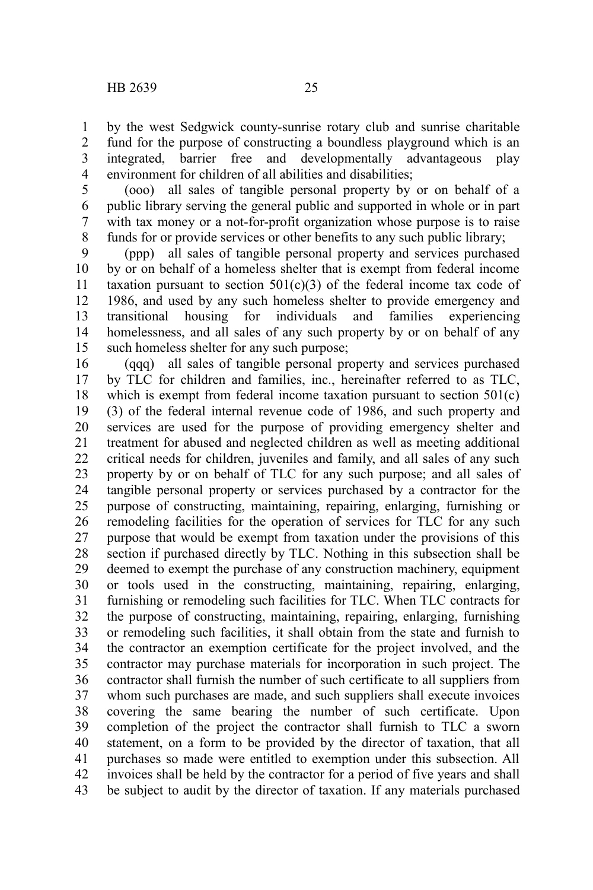by the west Sedgwick county-sunrise rotary club and sunrise charitable fund for the purpose of constructing a boundless playground which is an integrated, barrier free and developmentally advantageous play environment for children of all abilities and disabilities;

(ooo) all sales of tangible personal property by or on behalf of a public library serving the general public and supported in whole or in part with tax money or a not-for-profit organization whose purpose is to raise funds for or provide services or other benefits to any such public library;

(ppp) all sales of tangible personal property and services purchased by or on behalf of a homeless shelter that is exempt from federal income taxation pursuant to section 501(c)(3) of the federal income tax code of 1986, and used by any such homeless shelter to provide emergency and transitional housing for individuals and families experiencing homelessness, and all sales of any such property by or on behalf of any such homeless shelter for any such purpose;

(qqq) all sales of tangible personal property and services purchased by TLC for children and families, inc., hereinafter referred to as TLC, which is exempt from federal income taxation pursuant to section 501(c)(3) of the federal internal revenue code of 1986, and such property and services are used for the purpose of providing emergency shelter and treatment for abused and neglected children as well as meeting additional critical needs for children, juveniles and family, and all sales of any such property by or on behalf of TLC for any such purpose; and all sales of tangible personal property or services purchased by a contractor for the purpose of constructing, maintaining, repairing, enlarging, furnishing or remodeling facilities for the operation of services for TLC for any such purpose that would be exempt from taxation under the provisions of this section if purchased directly by TLC. Nothing in this subsection shall be deemed to exempt the purchase of any construction machinery, equipment or tools used in the constructing, maintaining, repairing, enlarging, furnishing or remodeling such facilities for TLC. When TLC contracts for the purpose of constructing, maintaining, repairing, enlarging, furnishing or remodeling such facilities, it shall obtain from the state and furnish to the contractor an exemption certificate for the project involved, and the contractor may purchase materials for incorporation in such project. The contractor shall furnish the number of such certificate to all suppliers from whom such purchases are made, and such suppliers shall execute invoices covering the same bearing the number of such certificate. Upon completion of the project the contractor shall furnish to TLC a sworn statement, on a form to be provided by the director of taxation, that all purchases so made were entitled to exemption under this subsection. All invoices shall be held by the contractor for a period of five years and shall be subject to audit by the director of taxation. If any materials purchased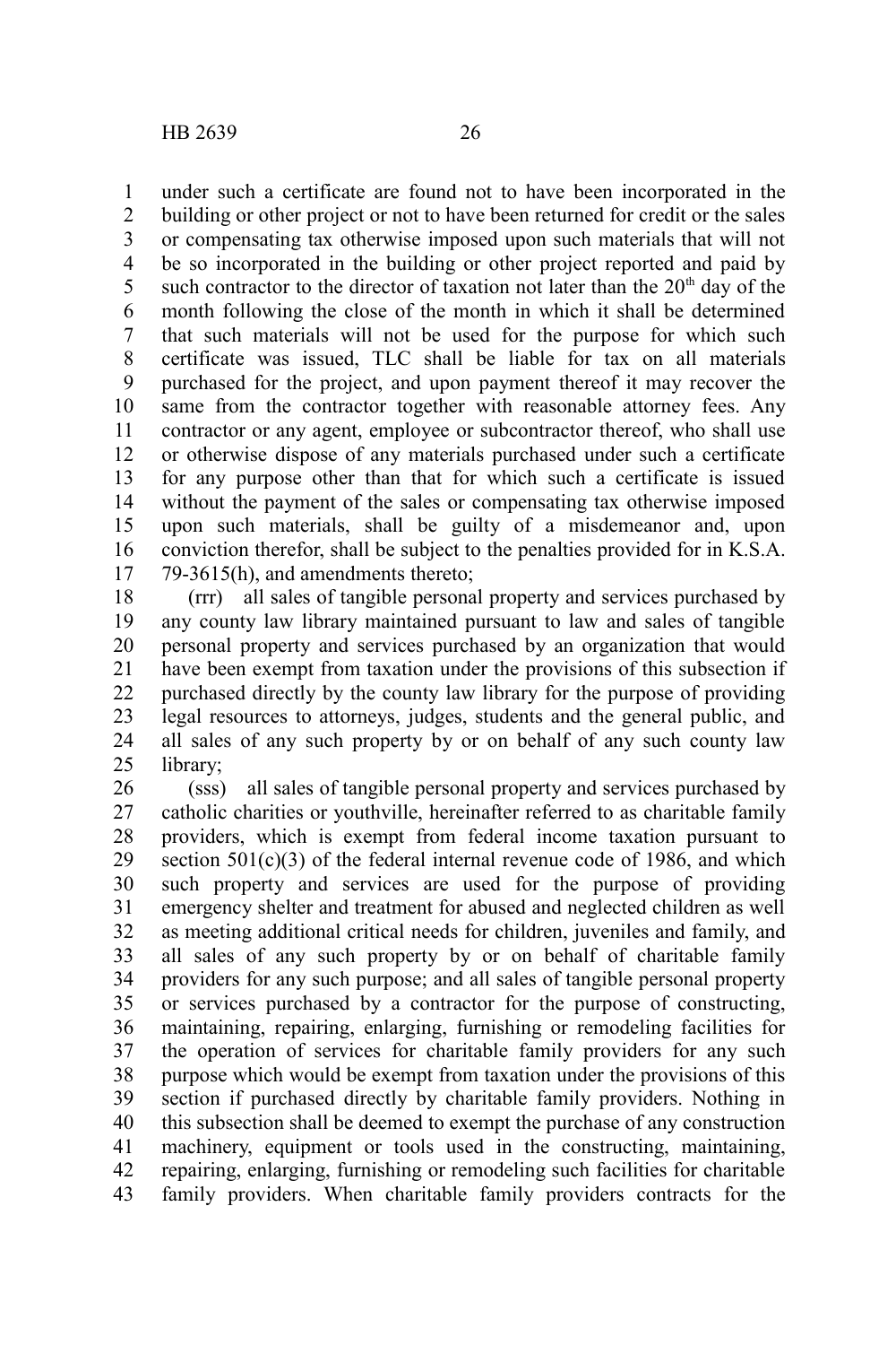under such a certificate are found not to have been incorporated in the building or other project or not to have been returned for credit or the sales or compensating tax otherwise imposed upon such materials that will not be so incorporated in the building or other project reported and paid by such contractor to the director of taxation not later than the 20th day of the month following the close of the month in which it shall be determined that such materials will not be used for the purpose for which such certificate was issued, TLC shall be liable for tax on all materials purchased for the project, and upon payment thereof it may recover the same from the contractor together with reasonable attorney fees. Any contractor or any agent, employee or subcontractor thereof, who shall use or otherwise dispose of any materials purchased under such a certificate for any purpose other than that for which such a certificate is issued without the payment of the sales or compensating tax otherwise imposed upon such materials, shall be guilty of a misdemeanor and, upon conviction therefor, shall be subject to the penalties provided for in K.S.A. 79-3615(h), and amendments thereto;

(rrr) all sales of tangible personal property and services purchased by any county law library maintained pursuant to law and sales of tangible personal property and services purchased by an organization that would have been exempt from taxation under the provisions of this subsection if purchased directly by the county law library for the purpose of providing legal resources to attorneys, judges, students and the general public, and all sales of any such property by or on behalf of any such county law library;

(sss) all sales of tangible personal property and services purchased by catholic charities or youthville, hereinafter referred to as charitable family providers, which is exempt from federal income taxation pursuant to section 501(c)(3) of the federal internal revenue code of 1986, and which such property and services are used for the purpose of providing emergency shelter and treatment for abused and neglected children as well as meeting additional critical needs for children, juveniles and family, and all sales of any such property by or on behalf of charitable family providers for any such purpose; and all sales of tangible personal property or services purchased by a contractor for the purpose of constructing, maintaining, repairing, enlarging, furnishing or remodeling facilities for the operation of services for charitable family providers for any such purpose which would be exempt from taxation under the provisions of this section if purchased directly by charitable family providers. Nothing in this subsection shall be deemed to exempt the purchase of any construction machinery, equipment or tools used in the constructing, maintaining, repairing, enlarging, furnishing or remodeling such facilities for charitable family providers. When charitable family providers contracts for the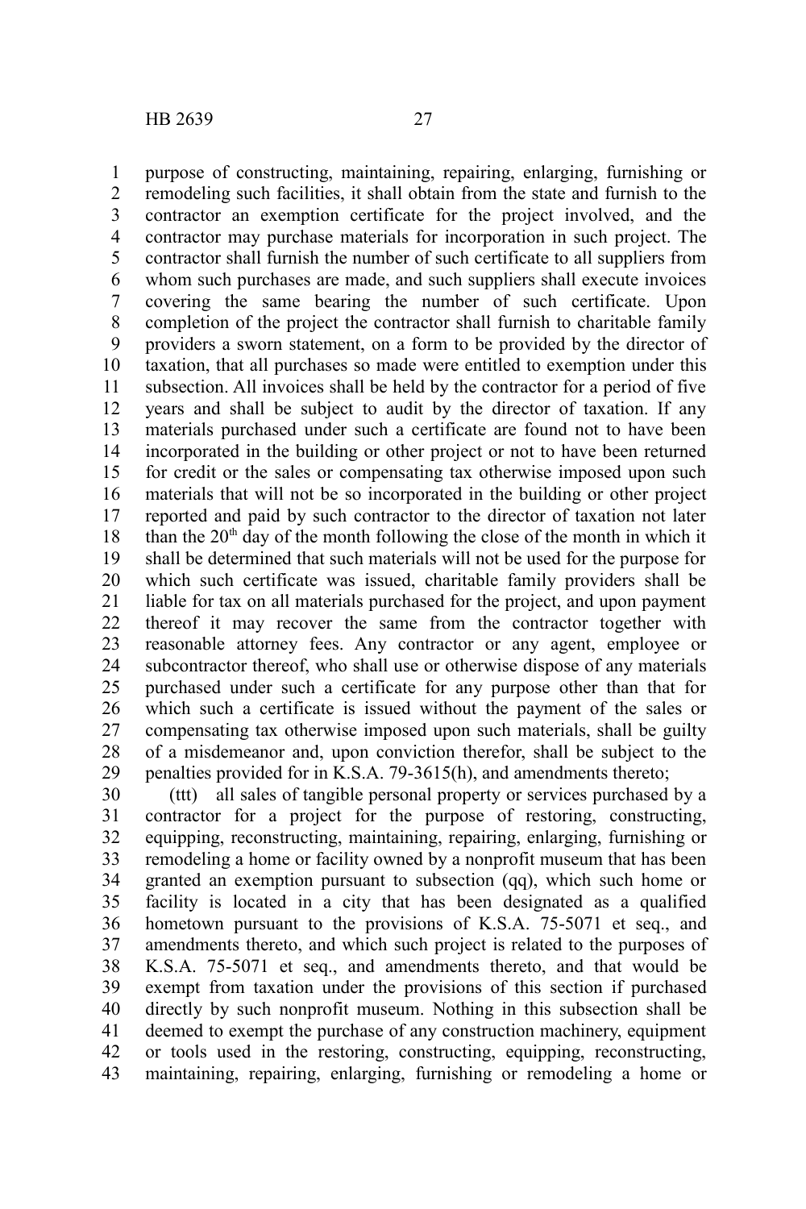purpose of constructing, maintaining, repairing, enlarging, furnishing or remodeling such facilities, it shall obtain from the state and furnish to the contractor an exemption certificate for the project involved, and the contractor may purchase materials for incorporation in such project. The contractor shall furnish the number of such certificate to all suppliers from whom such purchases are made, and such suppliers shall execute invoices covering the same bearing the number of such certificate. Upon completion of the project the contractor shall furnish to charitable family providers a sworn statement, on a form to be provided by the director of taxation, that all purchases so made were entitled to exemption under this subsection. All invoices shall be held by the contractor for a period of five years and shall be subject to audit by the director of taxation. If any materials purchased under such a certificate are found not to have been incorporated in the building or other project or not to have been returned for credit or the sales or compensating tax otherwise imposed upon such materials that will not be so incorporated in the building or other project reported and paid by such contractor to the director of taxation not later than the 20th day of the month following the close of the month in which it shall be determined that such materials will not be used for the purpose for which such certificate was issued, charitable family providers shall be liable for tax on all materials purchased for the project, and upon payment thereof it may recover the same from the contractor together with reasonable attorney fees. Any contractor or any agent, employee or subcontractor thereof, who shall use or otherwise dispose of any materials purchased under such a certificate for any purpose other than that for which such a certificate is issued without the payment of the sales or compensating tax otherwise imposed upon such materials, shall be guilty of a misdemeanor and, upon conviction therefor, shall be subject to the penalties provided for in K.S.A. 79-3615(h), and amendments thereto;

(ttt) all sales of tangible personal property or services purchased by a contractor for a project for the purpose of restoring, constructing, equipping, reconstructing, maintaining, repairing, enlarging, furnishing or remodeling a home or facility owned by a nonprofit museum that has been granted an exemption pursuant to subsection (qq), which such home or facility is located in a city that has been designated as a qualified hometown pursuant to the provisions of K.S.A. 75-5071 et seq., and amendments thereto, and which such project is related to the purposes of K.S.A. 75-5071 et seq., and amendments thereto, and that would be exempt from taxation under the provisions of this section if purchased directly by such nonprofit museum. Nothing in this subsection shall be deemed to exempt the purchase of any construction machinery, equipment or tools used in the restoring, constructing, equipping, reconstructing, maintaining, repairing, enlarging, furnishing or remodeling a home or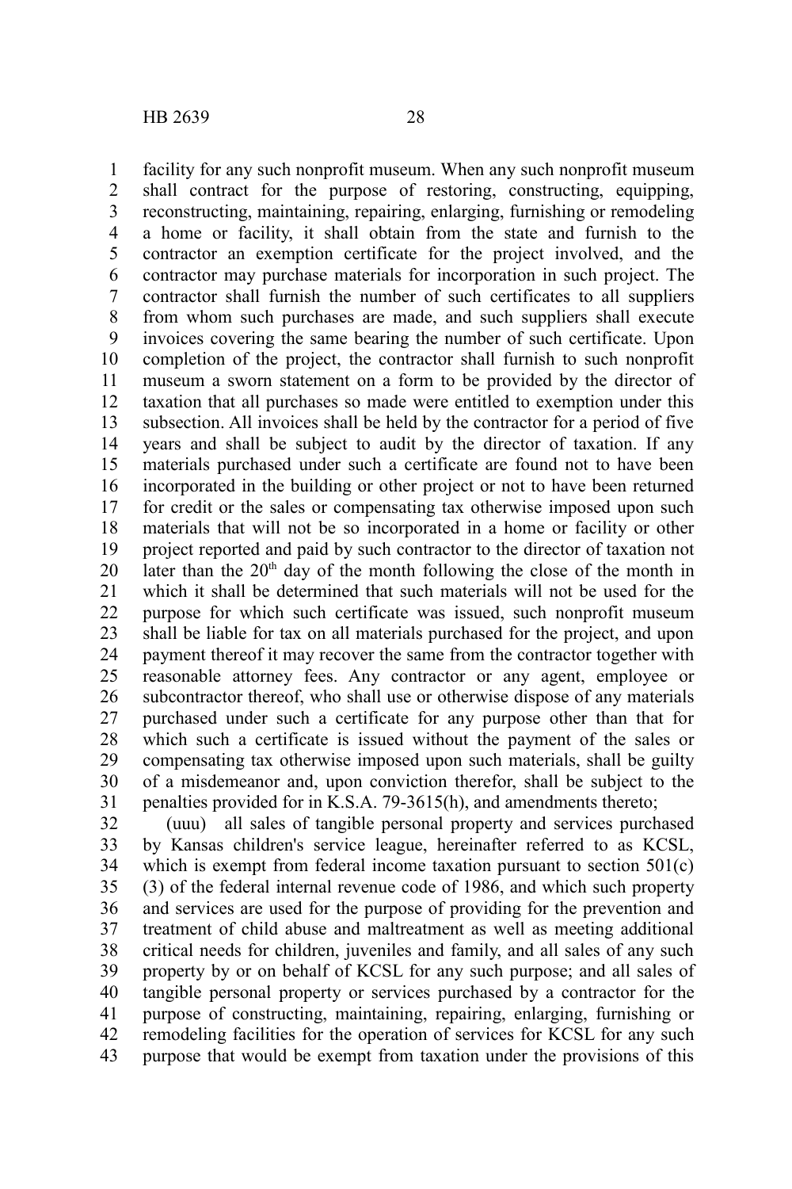facility for any such nonprofit museum. When any such nonprofit museum shall contract for the purpose of restoring, constructing, equipping, reconstructing, maintaining, repairing, enlarging, furnishing or remodeling a home or facility, it shall obtain from the state and furnish to the contractor an exemption certificate for the project involved, and the contractor may purchase materials for incorporation in such project. The contractor shall furnish the number of such certificates to all suppliers from whom such purchases are made, and such suppliers shall execute invoices covering the same bearing the number of such certificate. Upon completion of the project, the contractor shall furnish to such nonprofit museum a sworn statement on a form to be provided by the director of taxation that all purchases so made were entitled to exemption under this subsection. All invoices shall be held by the contractor for a period of five years and shall be subject to audit by the director of taxation. If any materials purchased under such a certificate are found not to have been incorporated in the building or other project or not to have been returned for credit or the sales or compensating tax otherwise imposed upon such materials that will not be so incorporated in a home or facility or other project reported and paid by such contractor to the director of taxation not later than the 20th day of the month following the close of the month in which it shall be determined that such materials will not be used for the purpose for which such certificate was issued, such nonprofit museum shall be liable for tax on all materials purchased for the project, and upon payment thereof it may recover the same from the contractor together with reasonable attorney fees. Any contractor or any agent, employee or subcontractor thereof, who shall use or otherwise dispose of any materials purchased under such a certificate for any purpose other than that for which such a certificate is issued without the payment of the sales or compensating tax otherwise imposed upon such materials, shall be guilty of a misdemeanor and, upon conviction therefor, shall be subject to the penalties provided for in K.S.A. 79-3615(h), and amendments thereto;

(uuu) all sales of tangible personal property and services purchased by Kansas children's service league, hereinafter referred to as KCSL, which is exempt from federal income taxation pursuant to section 501(c)(3) of the federal internal revenue code of 1986, and which such property and services are used for the purpose of providing for the prevention and treatment of child abuse and maltreatment as well as meeting additional critical needs for children, juveniles and family, and all sales of any such property by or on behalf of KCSL for any such purpose; and all sales of tangible personal property or services purchased by a contractor for the purpose of constructing, maintaining, repairing, enlarging, furnishing or remodeling facilities for the operation of services for KCSL for any such purpose that would be exempt from taxation under the provisions of this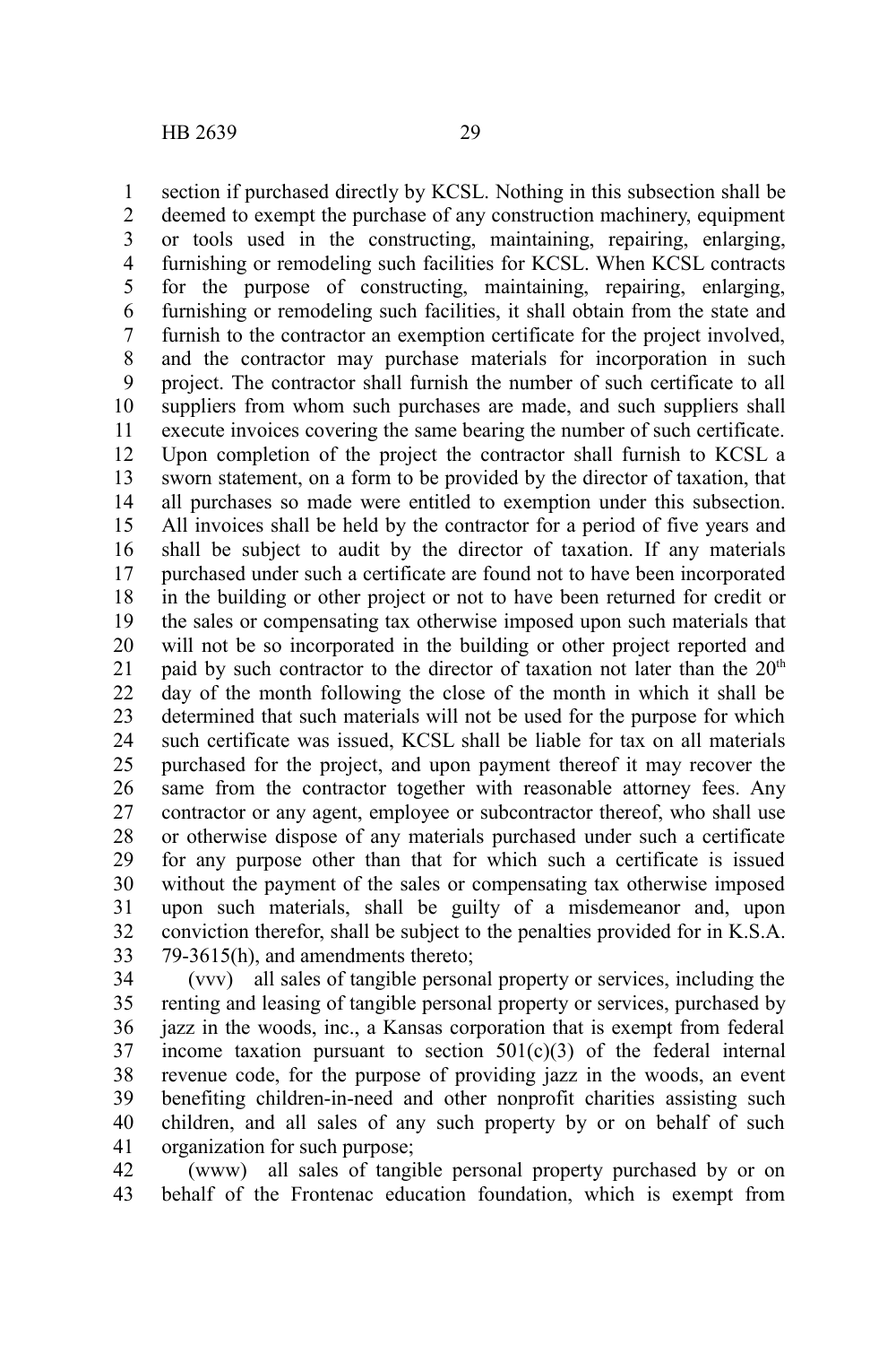section if purchased directly by KCSL. Nothing in this subsection shall be deemed to exempt the purchase of any construction machinery, equipment or tools used in the constructing, maintaining, repairing, enlarging, furnishing or remodeling such facilities for KCSL. When KCSL contracts for the purpose of constructing, maintaining, repairing, enlarging, furnishing or remodeling such facilities, it shall obtain from the state and furnish to the contractor an exemption certificate for the project involved, and the contractor may purchase materials for incorporation in such project. The contractor shall furnish the number of such certificate to all suppliers from whom such purchases are made, and such suppliers shall execute invoices covering the same bearing the number of such certificate. Upon completion of the project the contractor shall furnish to KCSL a sworn statement, on a form to be provided by the director of taxation, that all purchases so made were entitled to exemption under this subsection. All invoices shall be held by the contractor for a period of five years and shall be subject to audit by the director of taxation. If any materials purchased under such a certificate are found not to have been incorporated in the building or other project or not to have been returned for credit or the sales or compensating tax otherwise imposed upon such materials that will not be so incorporated in the building or other project reported and paid by such contractor to the director of taxation not later than the 20th day of the month following the close of the month in which it shall be determined that such materials will not be used for the purpose for which such certificate was issued, KCSL shall be liable for tax on all materials purchased for the project, and upon payment thereof it may recover the same from the contractor together with reasonable attorney fees. Any contractor or any agent, employee or subcontractor thereof, who shall use or otherwise dispose of any materials purchased under such a certificate for any purpose other than that for which such a certificate is issued without the payment of the sales or compensating tax otherwise imposed upon such materials, shall be guilty of a misdemeanor and, upon conviction therefor, shall be subject to the penalties provided for in K.S.A. 79-3615(h), and amendments thereto;

(vvv) all sales of tangible personal property or services, including the renting and leasing of tangible personal property or services, purchased by jazz in the woods, inc., a Kansas corporation that is exempt from federal income taxation pursuant to section 501(c)(3) of the federal internal revenue code, for the purpose of providing jazz in the woods, an event benefiting children-in-need and other nonprofit charities assisting such children, and all sales of any such property by or on behalf of such organization for such purpose;

(www) all sales of tangible personal property purchased by or on behalf of the Frontenac education foundation, which is exempt from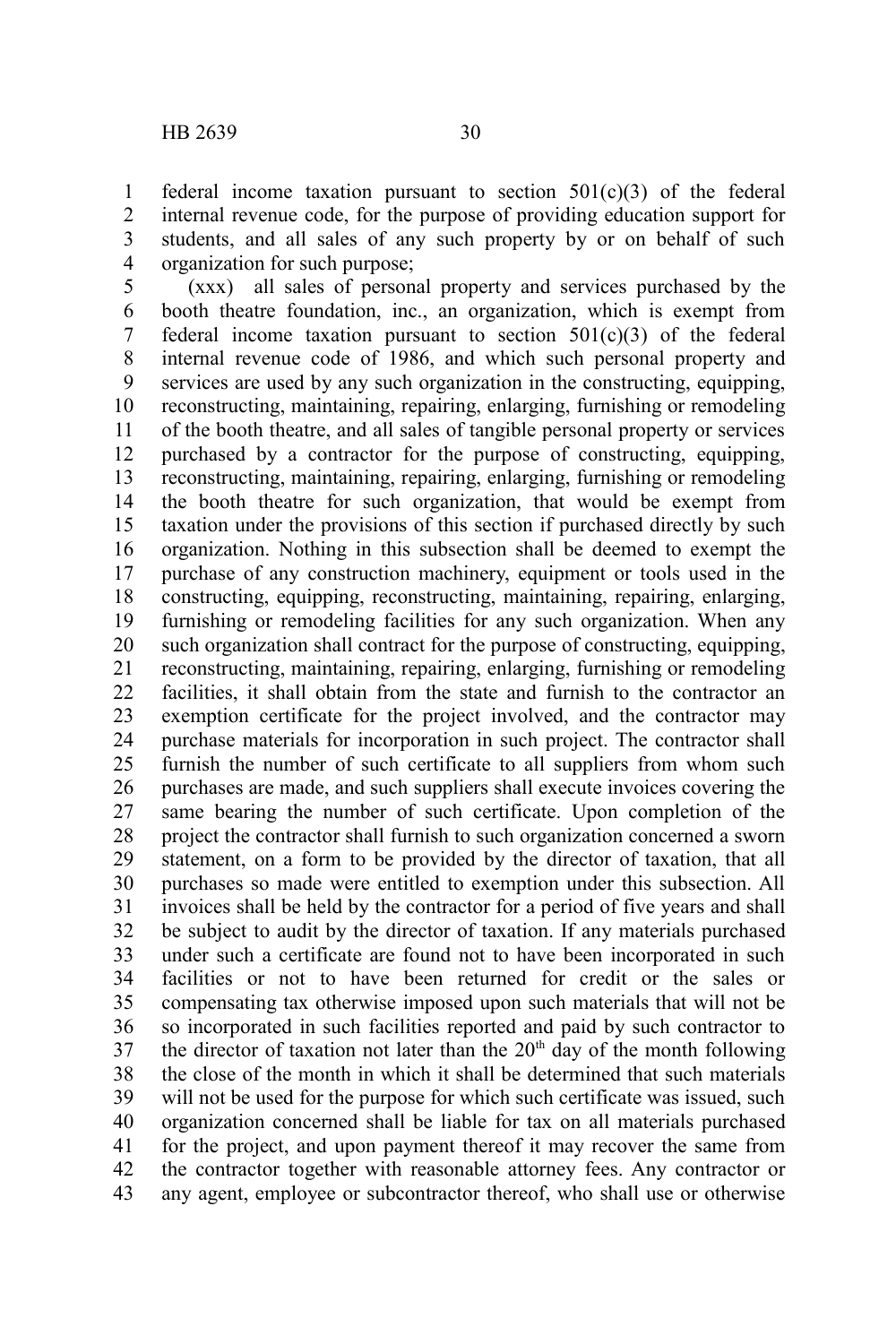federal income taxation pursuant to section 501(c)(3) of the federal internal revenue code, for the purpose of providing education support for students, and all sales of any such property by or on behalf of such organization for such purpose;

(xxx) all sales of personal property and services purchased by the booth theatre foundation, inc., an organization, which is exempt from federal income taxation pursuant to section 501(c)(3) of the federal internal revenue code of 1986, and which such personal property and services are used by any such organization in the constructing, equipping, reconstructing, maintaining, repairing, enlarging, furnishing or remodeling of the booth theatre, and all sales of tangible personal property or services purchased by a contractor for the purpose of constructing, equipping, reconstructing, maintaining, repairing, enlarging, furnishing or remodeling the booth theatre for such organization, that would be exempt from taxation under the provisions of this section if purchased directly by such organization. Nothing in this subsection shall be deemed to exempt the purchase of any construction machinery, equipment or tools used in the constructing, equipping, reconstructing, maintaining, repairing, enlarging, furnishing or remodeling facilities for any such organization. When any such organization shall contract for the purpose of constructing, equipping, reconstructing, maintaining, repairing, enlarging, furnishing or remodeling facilities, it shall obtain from the state and furnish to the contractor an exemption certificate for the project involved, and the contractor may purchase materials for incorporation in such project. The contractor shall furnish the number of such certificate to all suppliers from whom such purchases are made, and such suppliers shall execute invoices covering the same bearing the number of such certificate. Upon completion of the project the contractor shall furnish to such organization concerned a sworn statement, on a form to be provided by the director of taxation, that all purchases so made were entitled to exemption under this subsection. All invoices shall be held by the contractor for a period of five years and shall be subject to audit by the director of taxation. If any materials purchased under such a certificate are found not to have been incorporated in such facilities or not to have been returned for credit or the sales or compensating tax otherwise imposed upon such materials that will not be so incorporated in such facilities reported and paid by such contractor to the director of taxation not later than the 20th day of the month following the close of the month in which it shall be determined that such materials will not be used for the purpose for which such certificate was issued, such organization concerned shall be liable for tax on all materials purchased for the project, and upon payment thereof it may recover the same from the contractor together with reasonable attorney fees. Any contractor or any agent, employee or subcontractor thereof, who shall use or otherwise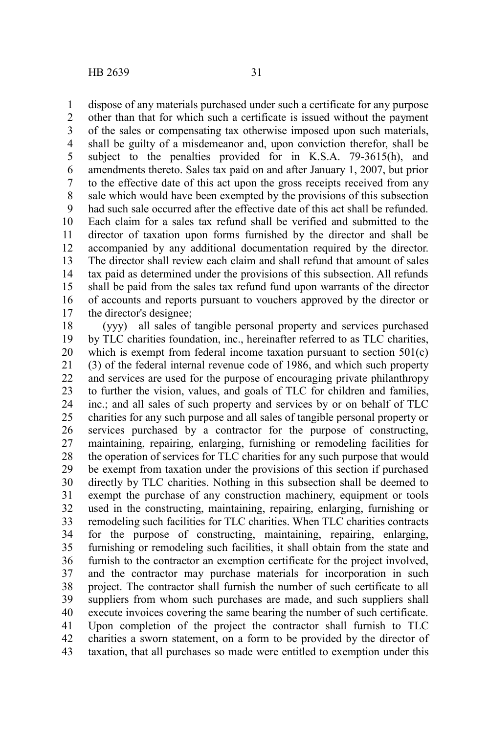dispose of any materials purchased under such a certificate for any purpose other than that for which such a certificate is issued without the payment of the sales or compensating tax otherwise imposed upon such materials, shall be guilty of a misdemeanor and, upon conviction therefor, shall be subject to the penalties provided for in K.S.A. 79-3615(h), and amendments thereto. Sales tax paid on and after January 1, 2007, but prior to the effective date of this act upon the gross receipts received from any sale which would have been exempted by the provisions of this subsection had such sale occurred after the effective date of this act shall be refunded. Each claim for a sales tax refund shall be verified and submitted to the director of taxation upon forms furnished by the director and shall be accompanied by any additional documentation required by the director. The director shall review each claim and shall refund that amount of sales tax paid as determined under the provisions of this subsection. All refunds shall be paid from the sales tax refund fund upon warrants of the director of accounts and reports pursuant to vouchers approved by the director or the director's designee;

(yyy) all sales of tangible personal property and services purchased by TLC charities foundation, inc., hereinafter referred to as TLC charities, which is exempt from federal income taxation pursuant to section 501(c)(3) of the federal internal revenue code of 1986, and which such property and services are used for the purpose of encouraging private philanthropy to further the vision, values, and goals of TLC for children and families, inc.; and all sales of such property and services by or on behalf of TLC charities for any such purpose and all sales of tangible personal property or services purchased by a contractor for the purpose of constructing, maintaining, repairing, enlarging, furnishing or remodeling facilities for the operation of services for TLC charities for any such purpose that would be exempt from taxation under the provisions of this section if purchased directly by TLC charities. Nothing in this subsection shall be deemed to exempt the purchase of any construction machinery, equipment or tools used in the constructing, maintaining, repairing, enlarging, furnishing or remodeling such facilities for TLC charities. When TLC charities contracts for the purpose of constructing, maintaining, repairing, enlarging, furnishing or remodeling such facilities, it shall obtain from the state and furnish to the contractor an exemption certificate for the project involved, and the contractor may purchase materials for incorporation in such project. The contractor shall furnish the number of such certificate to all suppliers from whom such purchases are made, and such suppliers shall execute invoices covering the same bearing the number of such certificate. Upon completion of the project the contractor shall furnish to TLC charities a sworn statement, on a form to be provided by the director of taxation, that all purchases so made were entitled to exemption under this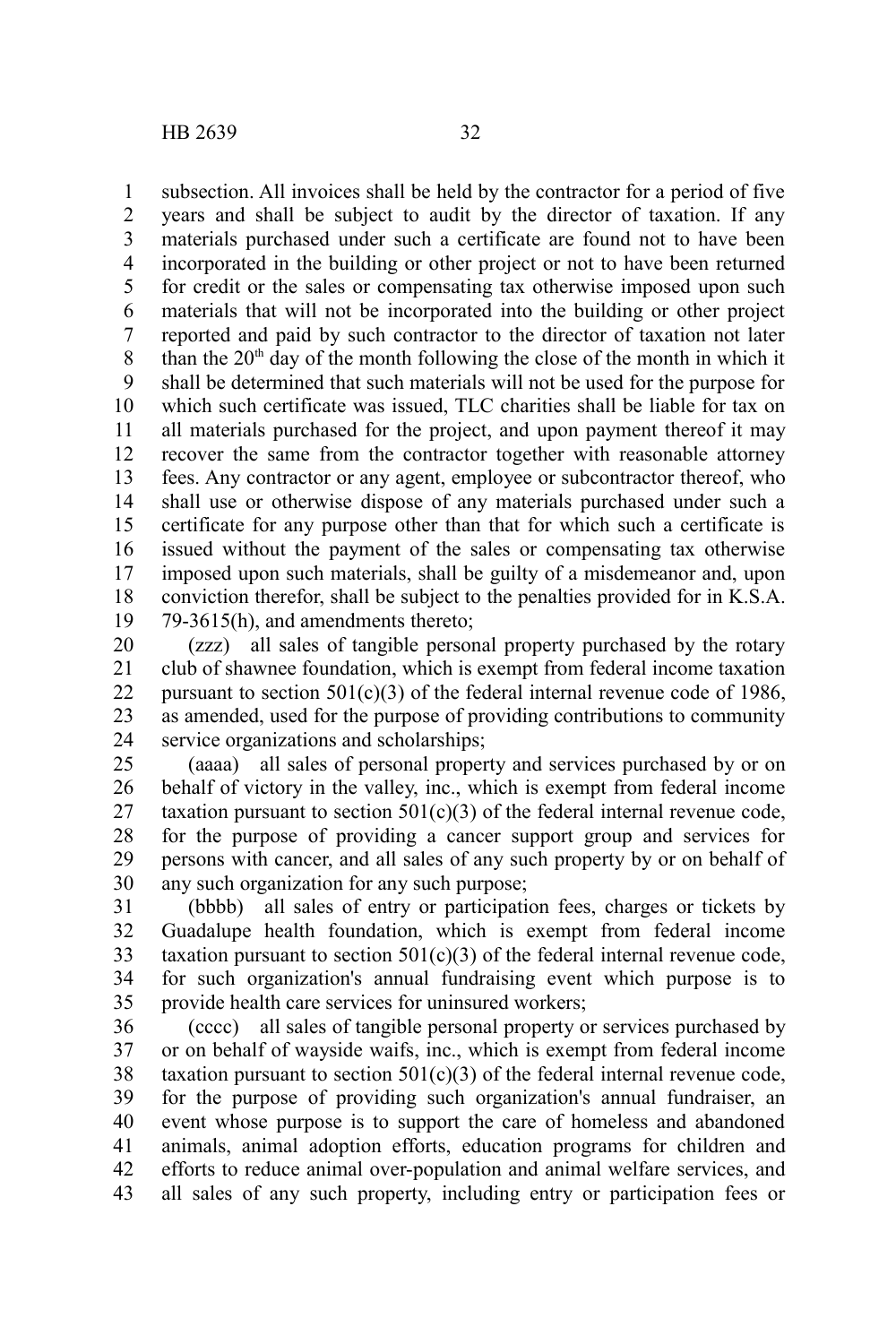subsection. All invoices shall be held by the contractor for a period of five years and shall be subject to audit by the director of taxation. If any materials purchased under such a certificate are found not to have been incorporated in the building or other project or not to have been returned for credit or the sales or compensating tax otherwise imposed upon such materials that will not be incorporated into the building or other project reported and paid by such contractor to the director of taxation not later than the 20th day of the month following the close of the month in which it shall be determined that such materials will not be used for the purpose for which such certificate was issued, TLC charities shall be liable for tax on all materials purchased for the project, and upon payment thereof it may recover the same from the contractor together with reasonable attorney fees. Any contractor or any agent, employee or subcontractor thereof, who shall use or otherwise dispose of any materials purchased under such a certificate for any purpose other than that for which such a certificate is issued without the payment of the sales or compensating tax otherwise imposed upon such materials, shall be guilty of a misdemeanor and, upon conviction therefor, shall be subject to the penalties provided for in K.S.A. 79-3615(h), and amendments thereto;

(zzz) all sales of tangible personal property purchased by the rotary club of shawnee foundation, which is exempt from federal income taxation pursuant to section 501(c)(3) of the federal internal revenue code of 1986, as amended, used for the purpose of providing contributions to community service organizations and scholarships;

(aaaa) all sales of personal property and services purchased by or on behalf of victory in the valley, inc., which is exempt from federal income taxation pursuant to section 501(c)(3) of the federal internal revenue code, for the purpose of providing a cancer support group and services for persons with cancer, and all sales of any such property by or on behalf of any such organization for any such purpose;

(bbbb) all sales of entry or participation fees, charges or tickets by Guadalupe health foundation, which is exempt from federal income taxation pursuant to section 501(c)(3) of the federal internal revenue code, for such organization's annual fundraising event which purpose is to provide health care services for uninsured workers;

(cccc) all sales of tangible personal property or services purchased by or on behalf of wayside waifs, inc., which is exempt from federal income taxation pursuant to section 501(c)(3) of the federal internal revenue code, for the purpose of providing such organization's annual fundraiser, an event whose purpose is to support the care of homeless and abandoned animals, animal adoption efforts, education programs for children and efforts to reduce animal over-population and animal welfare services, and all sales of any such property, including entry or participation fees or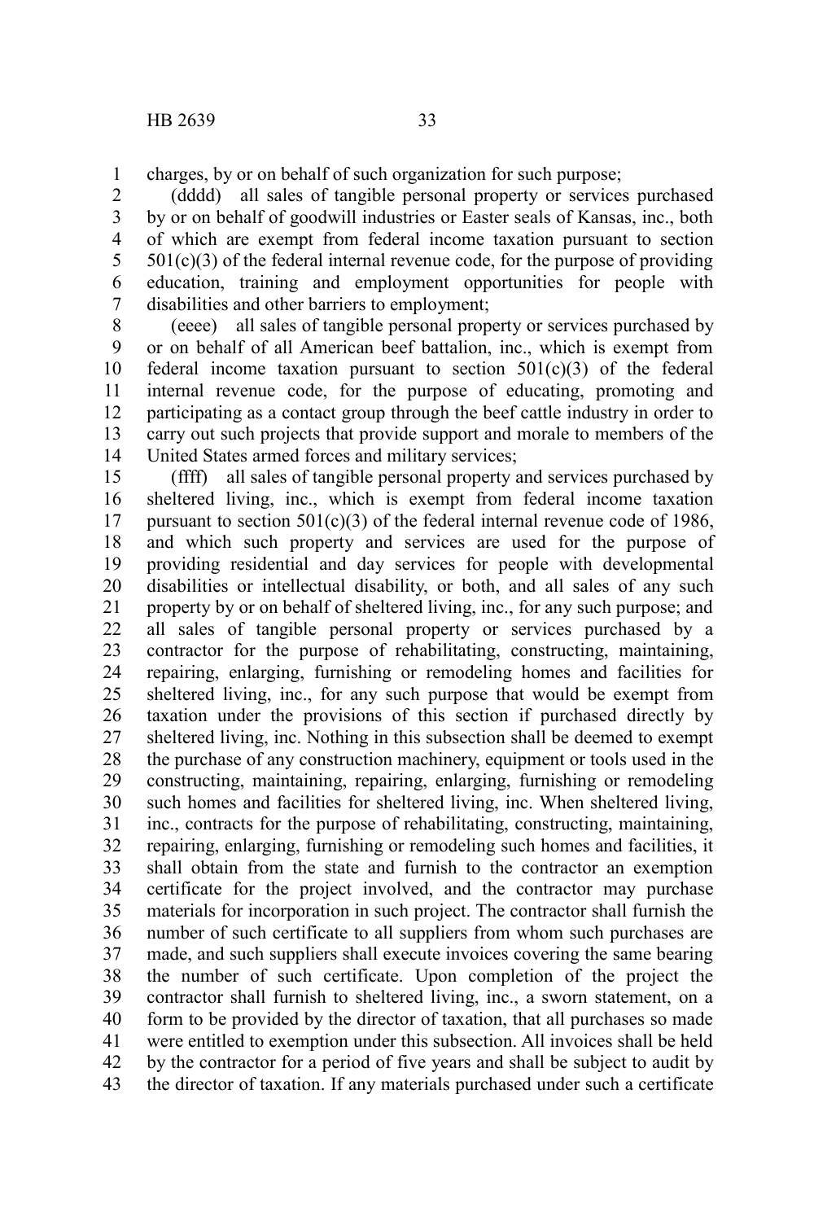charges, by or on behalf of such organization for such purpose;

(dddd) all sales of tangible personal property or services purchased by or on behalf of goodwill industries or Easter seals of Kansas, inc., both of which are exempt from federal income taxation pursuant to section 501(c)(3) of the federal internal revenue code, for the purpose of providing education, training and employment opportunities for people with disabilities and other barriers to employment;

(eeee) all sales of tangible personal property or services purchased by or on behalf of all American beef battalion, inc., which is exempt from federal income taxation pursuant to section 501(c)(3) of the federal internal revenue code, for the purpose of educating, promoting and participating as a contact group through the beef cattle industry in order to carry out such projects that provide support and morale to members of the United States armed forces and military services;

(ffff) all sales of tangible personal property and services purchased by sheltered living, inc., which is exempt from federal income taxation pursuant to section 501(c)(3) of the federal internal revenue code of 1986, and which such property and services are used for the purpose of providing residential and day services for people with developmental disabilities or intellectual disability, or both, and all sales of any such property by or on behalf of sheltered living, inc., for any such purpose; and all sales of tangible personal property or services purchased by a contractor for the purpose of rehabilitating, constructing, maintaining, repairing, enlarging, furnishing or remodeling homes and facilities for sheltered living, inc., for any such purpose that would be exempt from taxation under the provisions of this section if purchased directly by sheltered living, inc. Nothing in this subsection shall be deemed to exempt the purchase of any construction machinery, equipment or tools used in the constructing, maintaining, repairing, enlarging, furnishing or remodeling such homes and facilities for sheltered living, inc. When sheltered living, inc., contracts for the purpose of rehabilitating, constructing, maintaining, repairing, enlarging, furnishing or remodeling such homes and facilities, it shall obtain from the state and furnish to the contractor an exemption certificate for the project involved, and the contractor may purchase materials for incorporation in such project. The contractor shall furnish the number of such certificate to all suppliers from whom such purchases are made, and such suppliers shall execute invoices covering the same bearing the number of such certificate. Upon completion of the project the contractor shall furnish to sheltered living, inc., a sworn statement, on a form to be provided by the director of taxation, that all purchases so made were entitled to exemption under this subsection. All invoices shall be held by the contractor for a period of five years and shall be subject to audit by the director of taxation. If any materials purchased under such a certificate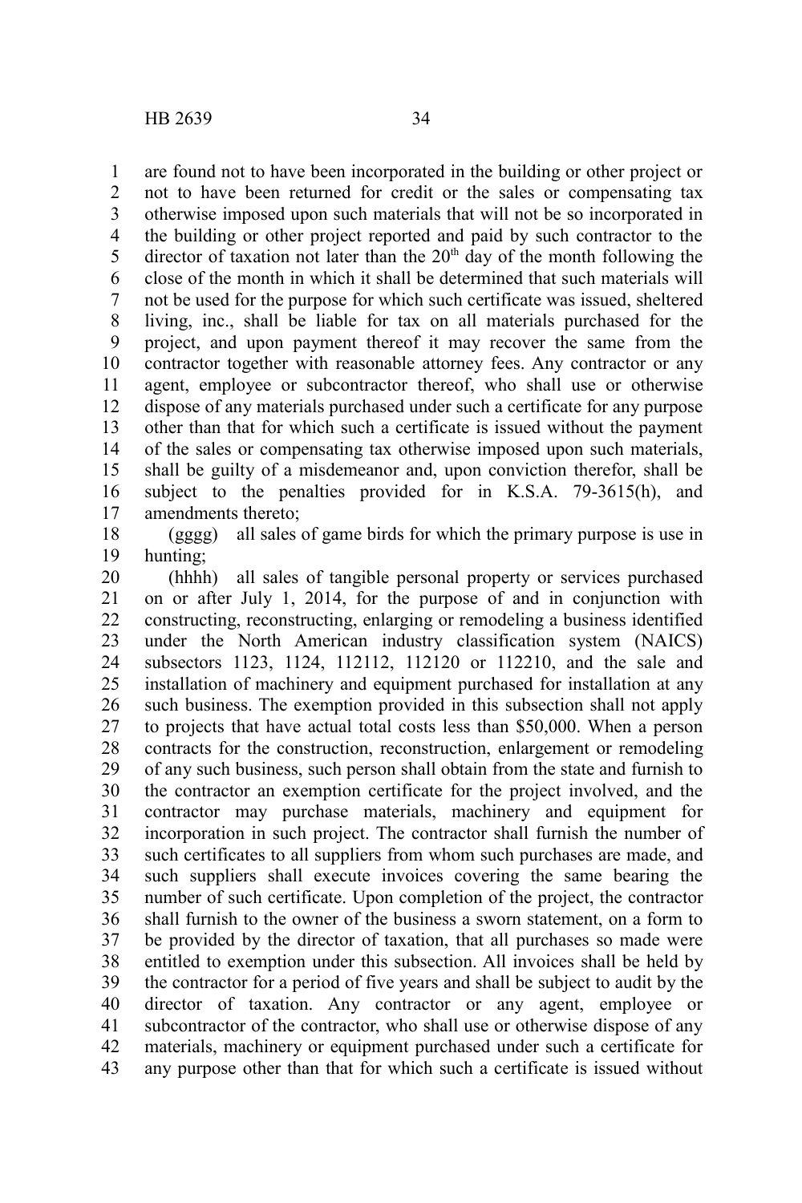are found not to have been incorporated in the building or other project or not to have been returned for credit or the sales or compensating tax otherwise imposed upon such materials that will not be so incorporated in the building or other project reported and paid by such contractor to the director of taxation not later than the 20th day of the month following the close of the month in which it shall be determined that such materials will not be used for the purpose for which such certificate was issued, sheltered living, inc., shall be liable for tax on all materials purchased for the project, and upon payment thereof it may recover the same from the contractor together with reasonable attorney fees. Any contractor or any agent, employee or subcontractor thereof, who shall use or otherwise dispose of any materials purchased under such a certificate for any purpose other than that for which such a certificate is issued without the payment of the sales or compensating tax otherwise imposed upon such materials, shall be guilty of a misdemeanor and, upon conviction therefor, shall be subject to the penalties provided for in K.S.A. 79-3615(h), and amendments thereto;

(gggg) all sales of game birds for which the primary purpose is use in hunting;

(hhhh) all sales of tangible personal property or services purchased on or after July 1, 2014, for the purpose of and in conjunction with constructing, reconstructing, enlarging or remodeling a business identified under the North American industry classification system (NAICS) subsectors 1123, 1124, 112112, 112120 or 112210, and the sale and installation of machinery and equipment purchased for installation at any such business. The exemption provided in this subsection shall not apply to projects that have actual total costs less than $50,000. When a person contracts for the construction, reconstruction, enlargement or remodeling of any such business, such person shall obtain from the state and furnish to the contractor an exemption certificate for the project involved, and the contractor may purchase materials, machinery and equipment for incorporation in such project. The contractor shall furnish the number of such certificates to all suppliers from whom such purchases are made, and such suppliers shall execute invoices covering the same bearing the number of such certificate. Upon completion of the project, the contractor shall furnish to the owner of the business a sworn statement, on a form to be provided by the director of taxation, that all purchases so made were entitled to exemption under this subsection. All invoices shall be held by the contractor for a period of five years and shall be subject to audit by the director of taxation. Any contractor or any agent, employee or subcontractor of the contractor, who shall use or otherwise dispose of any materials, machinery or equipment purchased under such a certificate for any purpose other than that for which such a certificate is issued without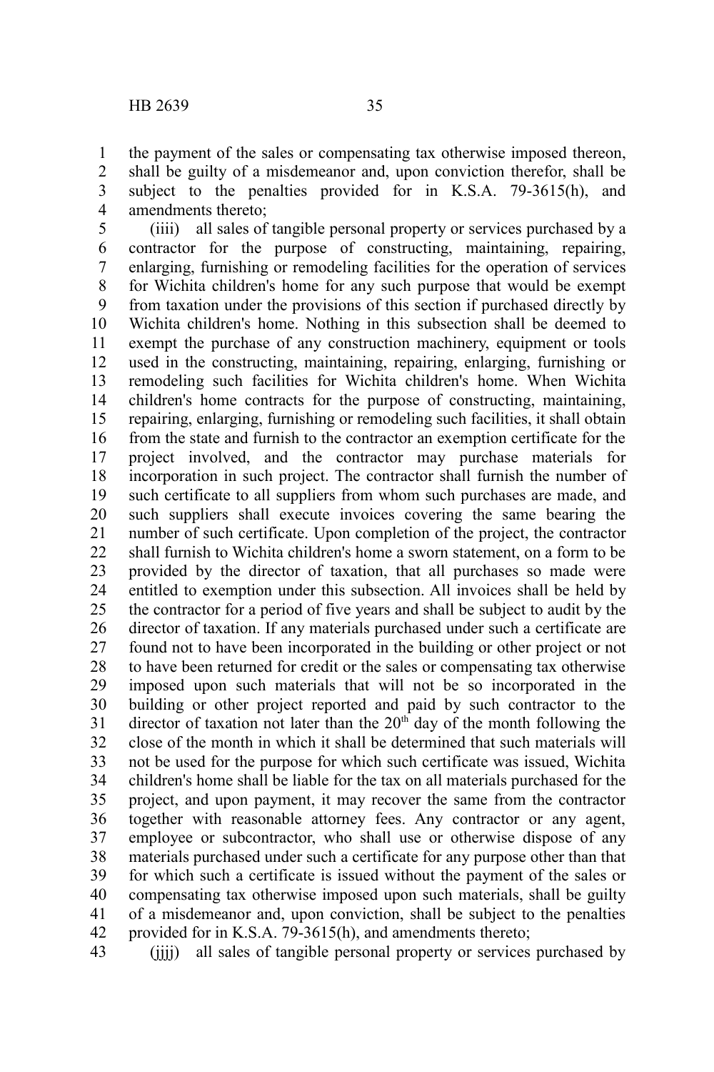the payment of the sales or compensating tax otherwise imposed thereon, shall be guilty of a misdemeanor and, upon conviction therefor, shall be subject to the penalties provided for in K.S.A. 79-3615(h), and amendments thereto;

(iiii) all sales of tangible personal property or services purchased by a contractor for the purpose of constructing, maintaining, repairing, enlarging, furnishing or remodeling facilities for the operation of services for Wichita children's home for any such purpose that would be exempt from taxation under the provisions of this section if purchased directly by Wichita children's home. Nothing in this subsection shall be deemed to exempt the purchase of any construction machinery, equipment or tools used in the constructing, maintaining, repairing, enlarging, furnishing or remodeling such facilities for Wichita children's home. When Wichita children's home contracts for the purpose of constructing, maintaining, repairing, enlarging, furnishing or remodeling such facilities, it shall obtain from the state and furnish to the contractor an exemption certificate for the project involved, and the contractor may purchase materials for incorporation in such project. The contractor shall furnish the number of such certificate to all suppliers from whom such purchases are made, and such suppliers shall execute invoices covering the same bearing the number of such certificate. Upon completion of the project, the contractor shall furnish to Wichita children's home a sworn statement, on a form to be provided by the director of taxation, that all purchases so made were entitled to exemption under this subsection. All invoices shall be held by the contractor for a period of five years and shall be subject to audit by the director of taxation. If any materials purchased under such a certificate are found not to have been incorporated in the building or other project or not to have been returned for credit or the sales or compensating tax otherwise imposed upon such materials that will not be so incorporated in the building or other project reported and paid by such contractor to the director of taxation not later than the 20th day of the month following the close of the month in which it shall be determined that such materials will not be used for the purpose for which such certificate was issued, Wichita children's home shall be liable for the tax on all materials purchased for the project, and upon payment, it may recover the same from the contractor together with reasonable attorney fees. Any contractor or any agent, employee or subcontractor, who shall use or otherwise dispose of any materials purchased under such a certificate for any purpose other than that for which such a certificate is issued without the payment of the sales or compensating tax otherwise imposed upon such materials, shall be guilty of a misdemeanor and, upon conviction, shall be subject to the penalties provided for in K.S.A. 79-3615(h), and amendments thereto;

(jjjj) all sales of tangible personal property or services purchased by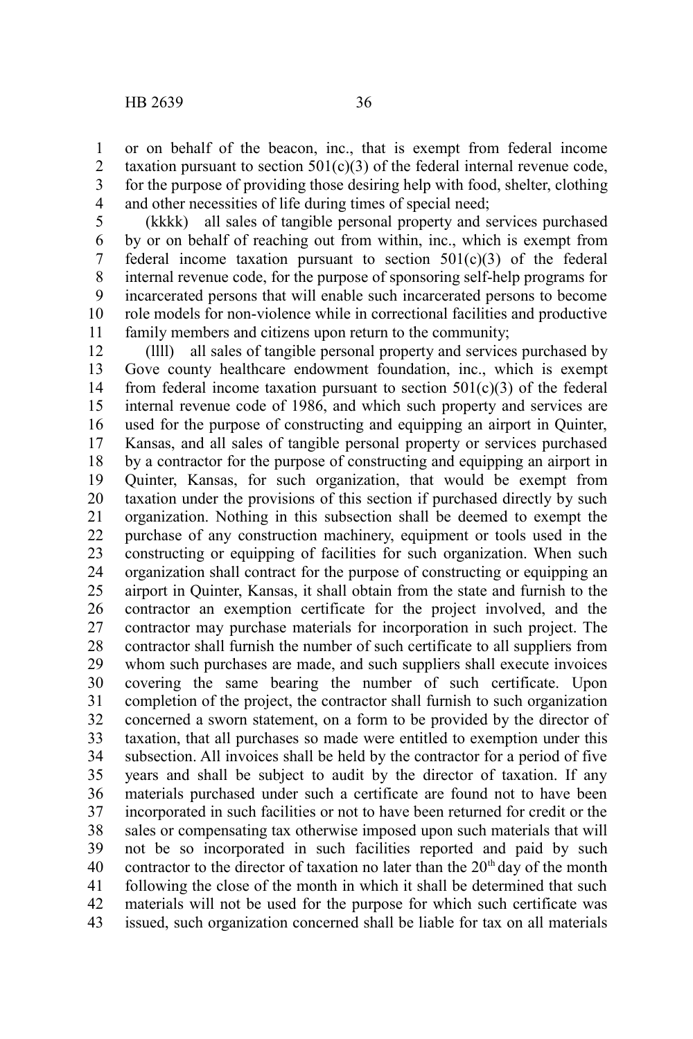or on behalf of the beacon, inc., that is exempt from federal income taxation pursuant to section 501(c)(3) of the federal internal revenue code, for the purpose of providing those desiring help with food, shelter, clothing and other necessities of life during times of special need;

(kkkk) all sales of tangible personal property and services purchased by or on behalf of reaching out from within, inc., which is exempt from federal income taxation pursuant to section 501(c)(3) of the federal internal revenue code, for the purpose of sponsoring self-help programs for incarcerated persons that will enable such incarcerated persons to become role models for non-violence while in correctional facilities and productive family members and citizens upon return to the community;

(llll) all sales of tangible personal property and services purchased by Gove county healthcare endowment foundation, inc., which is exempt from federal income taxation pursuant to section 501(c)(3) of the federal internal revenue code of 1986, and which such property and services are used for the purpose of constructing and equipping an airport in Quinter, Kansas, and all sales of tangible personal property or services purchased by a contractor for the purpose of constructing and equipping an airport in Quinter, Kansas, for such organization, that would be exempt from taxation under the provisions of this section if purchased directly by such organization. Nothing in this subsection shall be deemed to exempt the purchase of any construction machinery, equipment or tools used in the constructing or equipping of facilities for such organization. When such organization shall contract for the purpose of constructing or equipping an airport in Quinter, Kansas, it shall obtain from the state and furnish to the contractor an exemption certificate for the project involved, and the contractor may purchase materials for incorporation in such project. The contractor shall furnish the number of such certificate to all suppliers from whom such purchases are made, and such suppliers shall execute invoices covering the same bearing the number of such certificate. Upon completion of the project, the contractor shall furnish to such organization concerned a sworn statement, on a form to be provided by the director of taxation, that all purchases so made were entitled to exemption under this subsection. All invoices shall be held by the contractor for a period of five years and shall be subject to audit by the director of taxation. If any materials purchased under such a certificate are found not to have been incorporated in such facilities or not to have been returned for credit or the sales or compensating tax otherwise imposed upon such materials that will not be so incorporated in such facilities reported and paid by such contractor to the director of taxation no later than the 20th day of the month following the close of the month in which it shall be determined that such materials will not be used for the purpose for which such certificate was issued, such organization concerned shall be liable for tax on all materials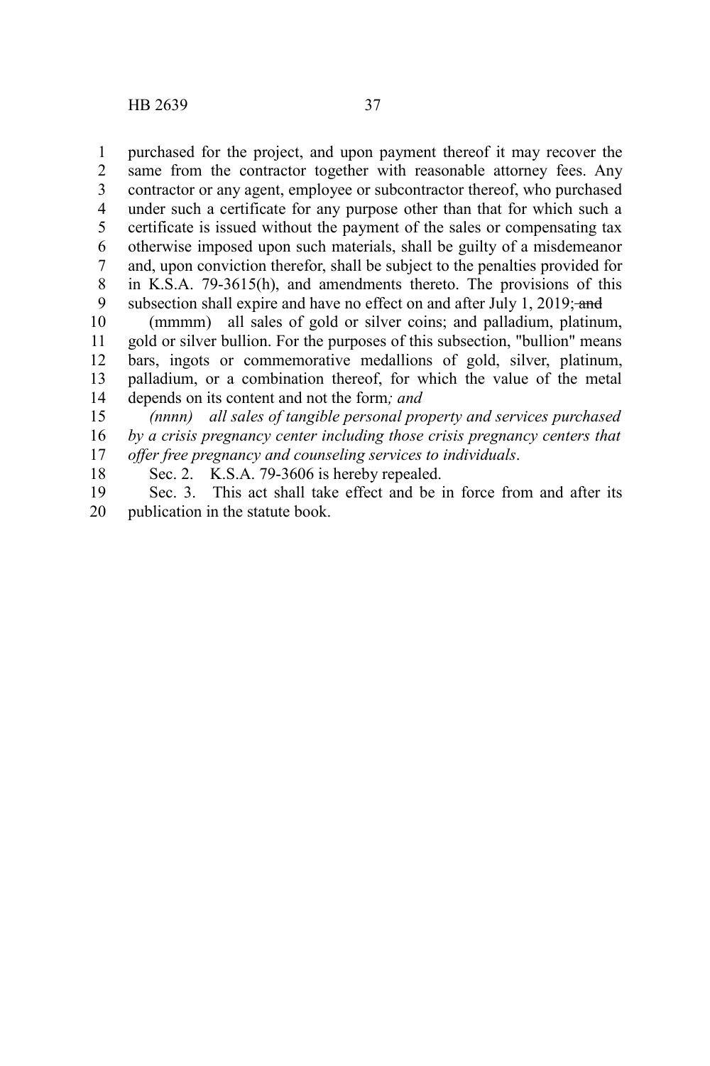purchased for the project, and upon payment thereof it may recover the same from the contractor together with reasonable attorney fees. Any contractor or any agent, employee or subcontractor thereof, who purchased under such a certificate for any purpose other than that for which such a certificate is issued without the payment of the sales or compensating tax otherwise imposed upon such materials, shall be guilty of a misdemeanor and, upon conviction therefor, shall be subject to the penalties provided for in K.S.A. 79-3615(h), and amendments thereto. The provisions of this subsection shall expire and have no effect on and after July 1, 2019; ~~and~~

(mmmm) all sales of gold or silver coins; and palladium, platinum, gold or silver bullion. For the purposes of this subsection, "bullion" means bars, ingots or commemorative medallions of gold, silver, platinum, palladium, or a combination thereof, for which the value of the metal depends on its content and not the form*; and*

*(nnnn) all sales of tangible personal property and services purchased by a crisis pregnancy center including those crisis pregnancy centers that offer free pregnancy and counseling services to individuals*.

Sec. 2. K.S.A. 79-3606 is hereby repealed.

Sec. 3. This act shall take effect and be in force from and after its publication in the statute book.